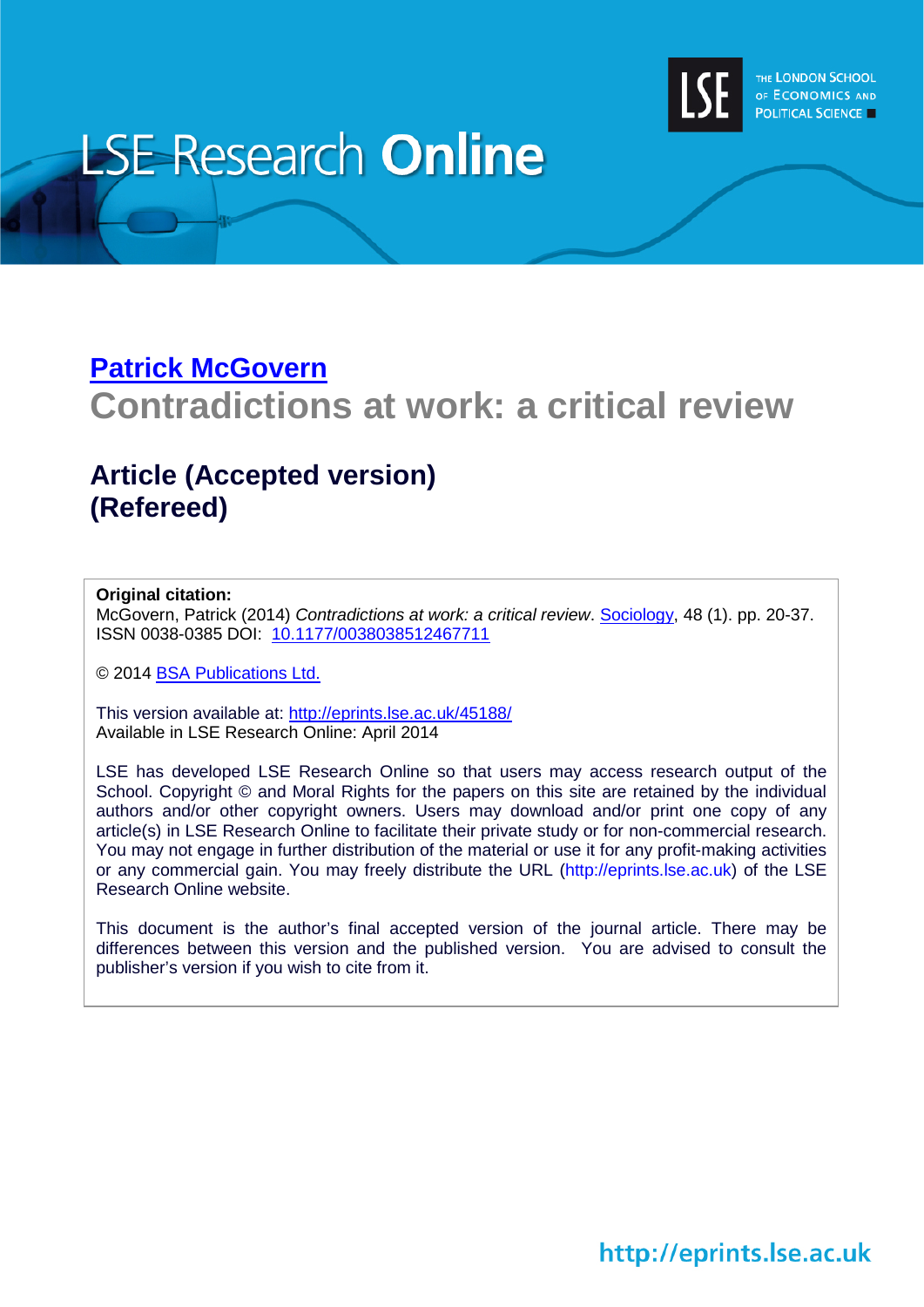LSE Research **Online**

THE LONDON SCHOOL OF ECONOMICS AND POLITICAL SCIENCE

## [Patrick McGovern](#)

# Contradictions at work: a critical review

## Article (Accepted version)
## (Refereed)

**Original citation:**
McGovern, Patrick (2014) *Contradictions at work: a critical review*. Sociology, 48 (1). pp. 20-37. ISSN 0038-0385 DOI: 10.1177/0038038512467711

© 2014 BSA Publications Ltd.

This version available at: http://eprints.lse.ac.uk/45188/
Available in LSE Research Online: April 2014

LSE has developed LSE Research Online so that users may access research output of the School. Copyright © and Moral Rights for the papers on this site are retained by the individual authors and/or other copyright owners. Users may download and/or print one copy of any article(s) in LSE Research Online to facilitate their private study or for non-commercial research. You may not engage in further distribution of the material or use it for any profit-making activities or any commercial gain. You may freely distribute the URL (http://eprints.lse.ac.uk) of the LSE Research Online website.

This document is the author's final accepted version of the journal article. There may be differences between this version and the published version. You are advised to consult the publisher's version if you wish to cite from it.

http://eprints.lse.ac.uk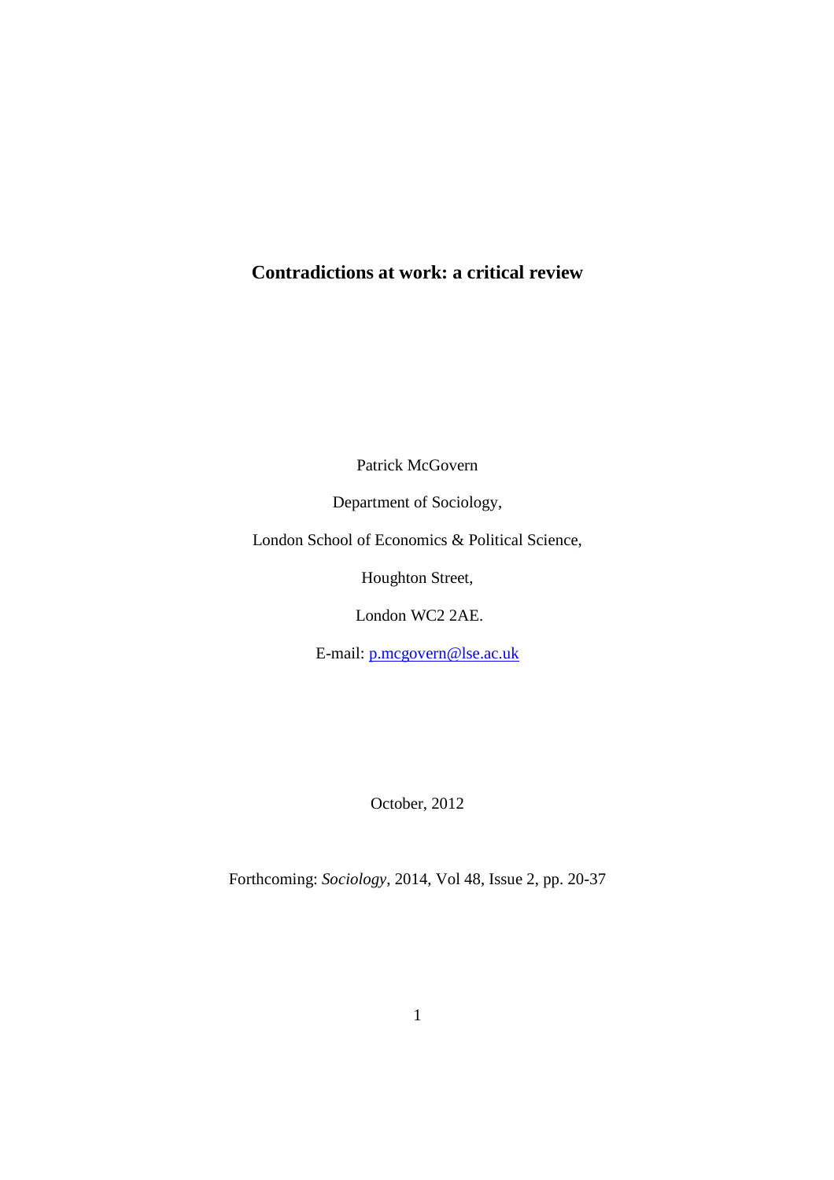# Contradictions at work: a critical review

Patrick McGovern

Department of Sociology,

London School of Economics & Political Science,

Houghton Street,

London WC2 2AE.

E-mail: p.mcgovern@lse.ac.uk

October, 2012

Forthcoming: *Sociology*, 2014, Vol 48, Issue 2, pp. 20-37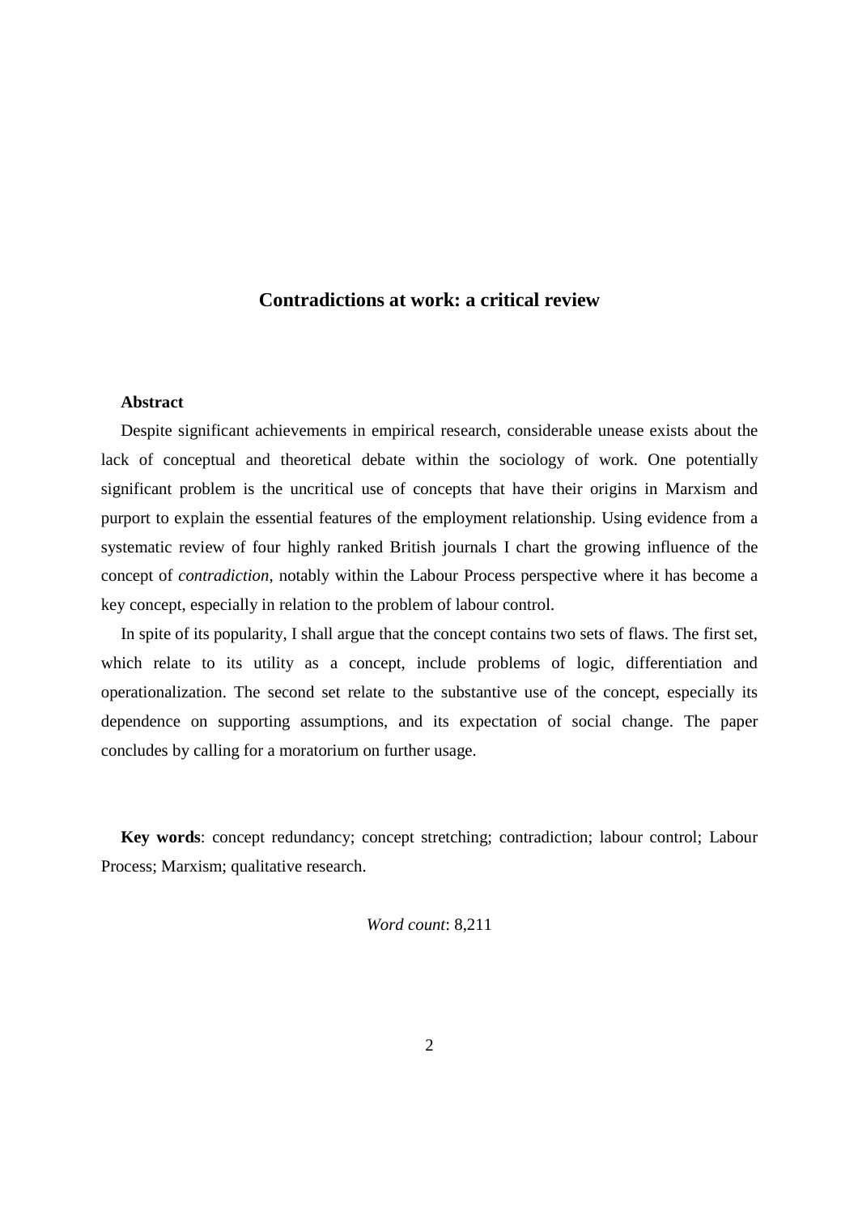# Contradictions at work: a critical review

**Abstract**

Despite significant achievements in empirical research, considerable unease exists about the lack of conceptual and theoretical debate within the sociology of work. One potentially significant problem is the uncritical use of concepts that have their origins in Marxism and purport to explain the essential features of the employment relationship. Using evidence from a systematic review of four highly ranked British journals I chart the growing influence of the concept of *contradiction*, notably within the Labour Process perspective where it has become a key concept, especially in relation to the problem of labour control.

In spite of its popularity, I shall argue that the concept contains two sets of flaws. The first set, which relate to its utility as a concept, include problems of logic, differentiation and operationalization. The second set relate to the substantive use of the concept, especially its dependence on supporting assumptions, and its expectation of social change. The paper concludes by calling for a moratorium on further usage.

**Key words**: concept redundancy; concept stretching; contradiction; labour control; Labour Process; Marxism; qualitative research.

*Word count*: 8,211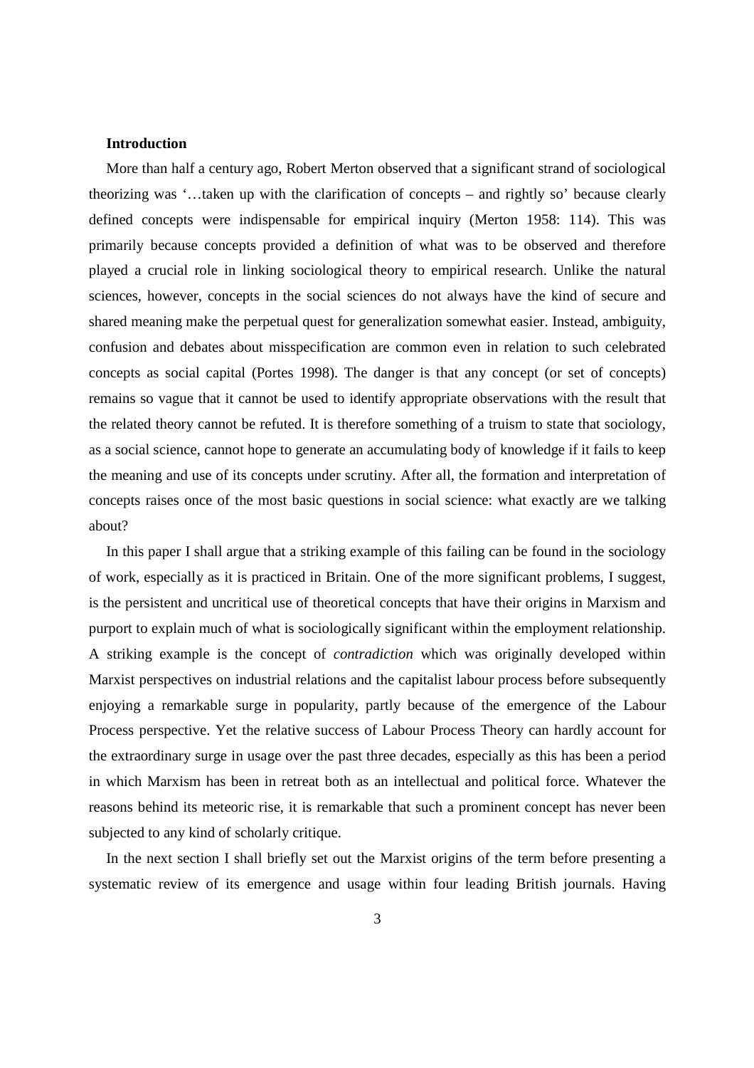**Introduction**

More than half a century ago, Robert Merton observed that a significant strand of sociological theorizing was '…taken up with the clarification of concepts – and rightly so' because clearly defined concepts were indispensable for empirical inquiry (Merton 1958: 114). This was primarily because concepts provided a definition of what was to be observed and therefore played a crucial role in linking sociological theory to empirical research. Unlike the natural sciences, however, concepts in the social sciences do not always have the kind of secure and shared meaning make the perpetual quest for generalization somewhat easier. Instead, ambiguity, confusion and debates about misspecification are common even in relation to such celebrated concepts as social capital (Portes 1998). The danger is that any concept (or set of concepts) remains so vague that it cannot be used to identify appropriate observations with the result that the related theory cannot be refuted. It is therefore something of a truism to state that sociology, as a social science, cannot hope to generate an accumulating body of knowledge if it fails to keep the meaning and use of its concepts under scrutiny. After all, the formation and interpretation of concepts raises once of the most basic questions in social science: what exactly are we talking about?

In this paper I shall argue that a striking example of this failing can be found in the sociology of work, especially as it is practiced in Britain. One of the more significant problems, I suggest, is the persistent and uncritical use of theoretical concepts that have their origins in Marxism and purport to explain much of what is sociologically significant within the employment relationship. A striking example is the concept of *contradiction* which was originally developed within Marxist perspectives on industrial relations and the capitalist labour process before subsequently enjoying a remarkable surge in popularity, partly because of the emergence of the Labour Process perspective. Yet the relative success of Labour Process Theory can hardly account for the extraordinary surge in usage over the past three decades, especially as this has been a period in which Marxism has been in retreat both as an intellectual and political force. Whatever the reasons behind its meteoric rise, it is remarkable that such a prominent concept has never been subjected to any kind of scholarly critique.

In the next section I shall briefly set out the Marxist origins of the term before presenting a systematic review of its emergence and usage within four leading British journals. Having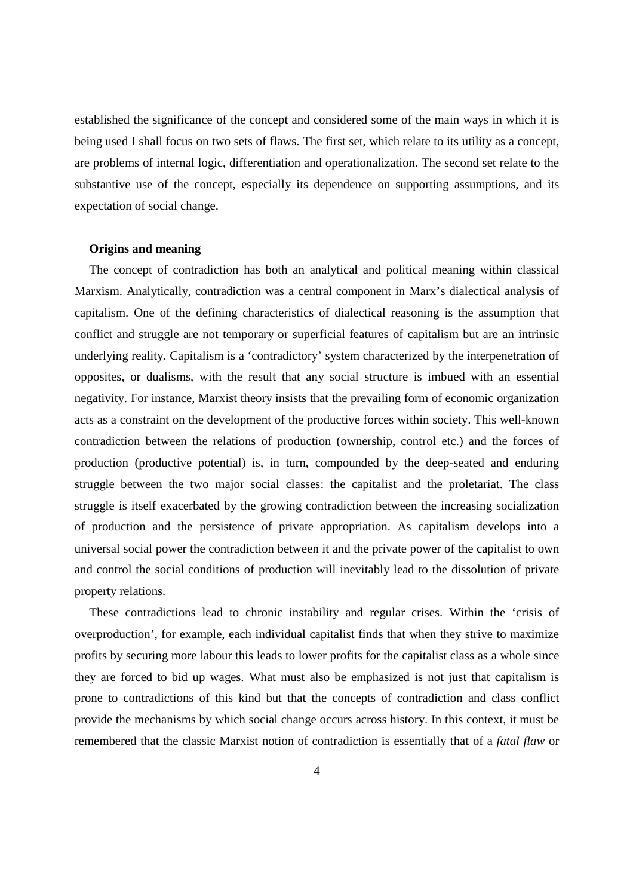established the significance of the concept and considered some of the main ways in which it is being used I shall focus on two sets of flaws. The first set, which relate to its utility as a concept, are problems of internal logic, differentiation and operationalization. The second set relate to the substantive use of the concept, especially its dependence on supporting assumptions, and its expectation of social change.

### Origins and meaning

The concept of contradiction has both an analytical and political meaning within classical Marxism. Analytically, contradiction was a central component in Marx's dialectical analysis of capitalism. One of the defining characteristics of dialectical reasoning is the assumption that conflict and struggle are not temporary or superficial features of capitalism but are an intrinsic underlying reality. Capitalism is a 'contradictory' system characterized by the interpenetration of opposites, or dualisms, with the result that any social structure is imbued with an essential negativity. For instance, Marxist theory insists that the prevailing form of economic organization acts as a constraint on the development of the productive forces within society. This well-known contradiction between the relations of production (ownership, control etc.) and the forces of production (productive potential) is, in turn, compounded by the deep-seated and enduring struggle between the two major social classes: the capitalist and the proletariat. The class struggle is itself exacerbated by the growing contradiction between the increasing socialization of production and the persistence of private appropriation. As capitalism develops into a universal social power the contradiction between it and the private power of the capitalist to own and control the social conditions of production will inevitably lead to the dissolution of private property relations.

These contradictions lead to chronic instability and regular crises. Within the 'crisis of overproduction', for example, each individual capitalist finds that when they strive to maximize profits by securing more labour this leads to lower profits for the capitalist class as a whole since they are forced to bid up wages. What must also be emphasized is not just that capitalism is prone to contradictions of this kind but that the concepts of contradiction and class conflict provide the mechanisms by which social change occurs across history. In this context, it must be remembered that the classic Marxist notion of contradiction is essentially that of a *fatal flaw* or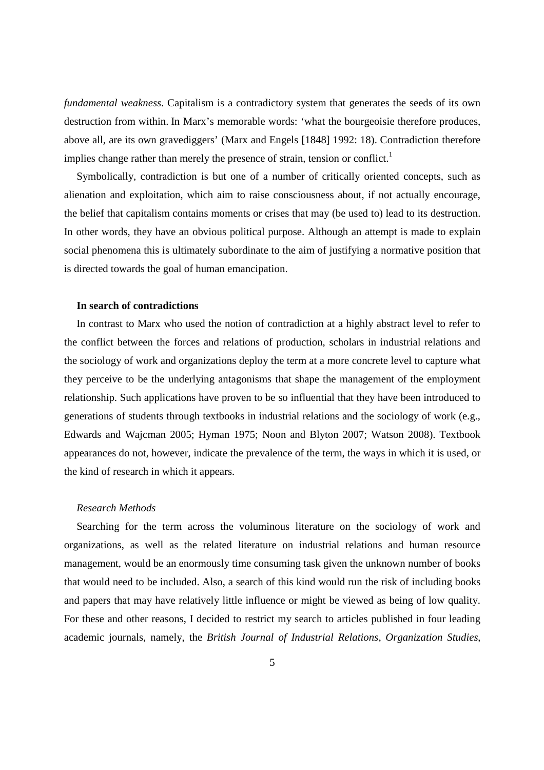*fundamental weakness*. Capitalism is a contradictory system that generates the seeds of its own destruction from within. In Marx's memorable words: 'what the bourgeoisie therefore produces, above all, are its own gravediggers' (Marx and Engels [1848] 1992: 18). Contradiction therefore implies change rather than merely the presence of strain, tension or conflict.[1]

Symbolically, contradiction is but one of a number of critically oriented concepts, such as alienation and exploitation, which aim to raise consciousness about, if not actually encourage, the belief that capitalism contains moments or crises that may (be used to) lead to its destruction. In other words, they have an obvious political purpose. Although an attempt is made to explain social phenomena this is ultimately subordinate to the aim of justifying a normative position that is directed towards the goal of human emancipation.

**In search of contradictions**

In contrast to Marx who used the notion of contradiction at a highly abstract level to refer to the conflict between the forces and relations of production, scholars in industrial relations and the sociology of work and organizations deploy the term at a more concrete level to capture what they perceive to be the underlying antagonisms that shape the management of the employment relationship. Such applications have proven to be so influential that they have been introduced to generations of students through textbooks in industrial relations and the sociology of work (e.g., Edwards and Wajcman 2005; Hyman 1975; Noon and Blyton 2007; Watson 2008). Textbook appearances do not, however, indicate the prevalence of the term, the ways in which it is used, or the kind of research in which it appears.

*Research Methods*

Searching for the term across the voluminous literature on the sociology of work and organizations, as well as the related literature on industrial relations and human resource management, would be an enormously time consuming task given the unknown number of books that would need to be included. Also, a search of this kind would run the risk of including books and papers that may have relatively little influence or might be viewed as being of low quality. For these and other reasons, I decided to restrict my search to articles published in four leading academic journals, namely, the *British Journal of Industrial Relations*, *Organization Studies*,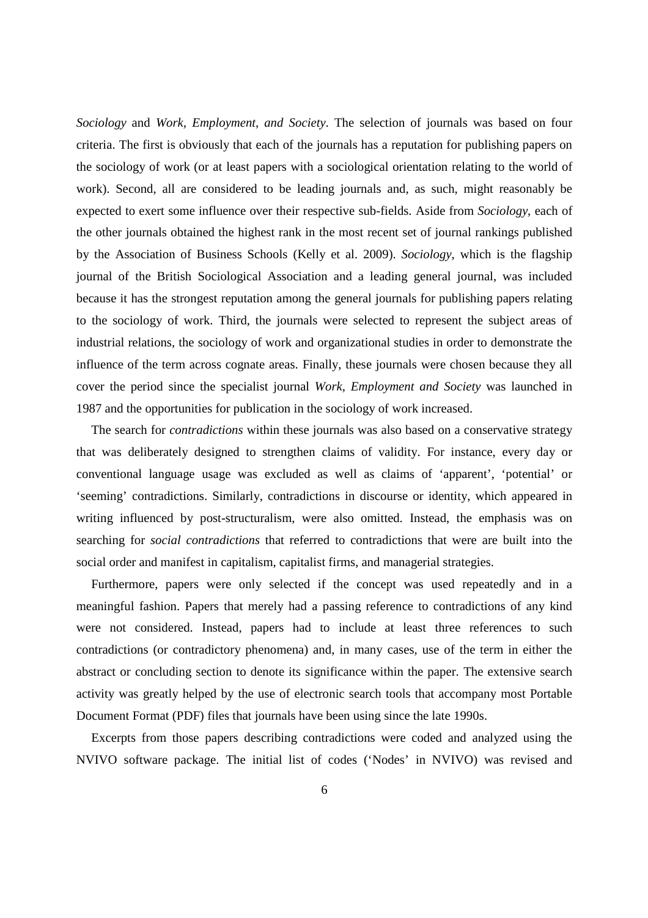*Sociology* and *Work, Employment, and Society*. The selection of journals was based on four criteria. The first is obviously that each of the journals has a reputation for publishing papers on the sociology of work (or at least papers with a sociological orientation relating to the world of work). Second, all are considered to be leading journals and, as such, might reasonably be expected to exert some influence over their respective sub-fields. Aside from *Sociology*, each of the other journals obtained the highest rank in the most recent set of journal rankings published by the Association of Business Schools (Kelly et al. 2009). *Sociology*, which is the flagship journal of the British Sociological Association and a leading general journal, was included because it has the strongest reputation among the general journals for publishing papers relating to the sociology of work. Third, the journals were selected to represent the subject areas of industrial relations, the sociology of work and organizational studies in order to demonstrate the influence of the term across cognate areas. Finally, these journals were chosen because they all cover the period since the specialist journal *Work, Employment and Society* was launched in 1987 and the opportunities for publication in the sociology of work increased.

The search for *contradictions* within these journals was also based on a conservative strategy that was deliberately designed to strengthen claims of validity. For instance, every day or conventional language usage was excluded as well as claims of 'apparent', 'potential' or 'seeming' contradictions. Similarly, contradictions in discourse or identity, which appeared in writing influenced by post-structuralism, were also omitted. Instead, the emphasis was on searching for *social contradictions* that referred to contradictions that were are built into the social order and manifest in capitalism, capitalist firms, and managerial strategies.

Furthermore, papers were only selected if the concept was used repeatedly and in a meaningful fashion. Papers that merely had a passing reference to contradictions of any kind were not considered. Instead, papers had to include at least three references to such contradictions (or contradictory phenomena) and, in many cases, use of the term in either the abstract or concluding section to denote its significance within the paper. The extensive search activity was greatly helped by the use of electronic search tools that accompany most Portable Document Format (PDF) files that journals have been using since the late 1990s.

Excerpts from those papers describing contradictions were coded and analyzed using the NVIVO software package. The initial list of codes ('Nodes' in NVIVO) was revised and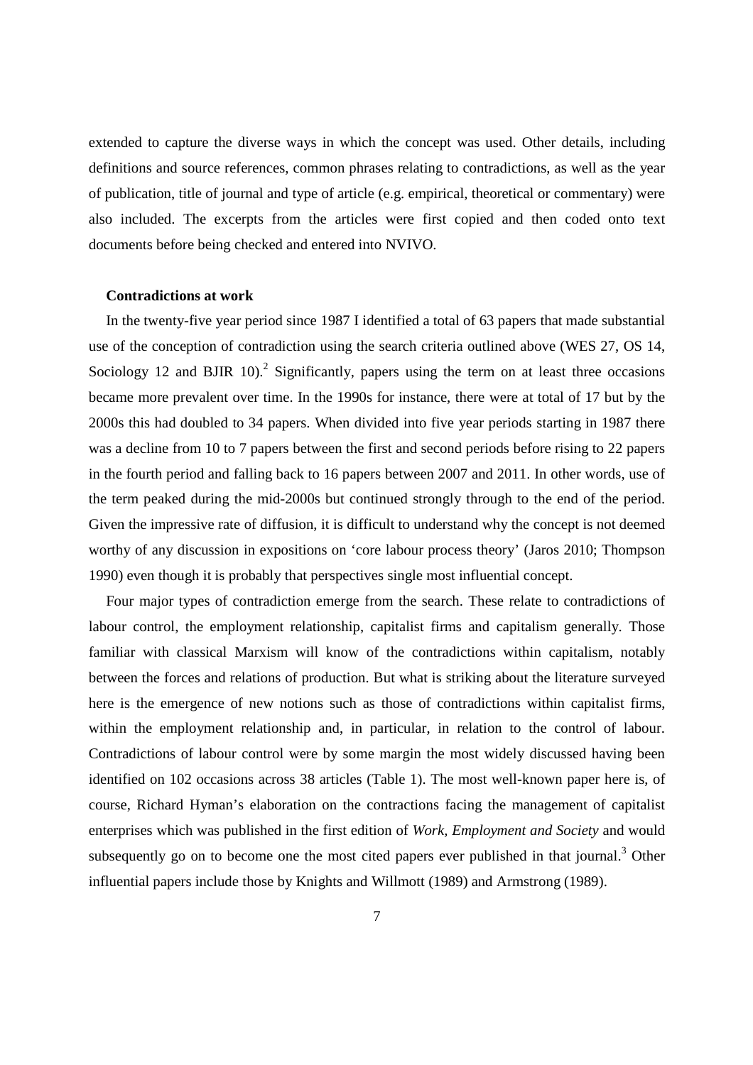extended to capture the diverse ways in which the concept was used. Other details, including definitions and source references, common phrases relating to contradictions, as well as the year of publication, title of journal and type of article (e.g. empirical, theoretical or commentary) were also included. The excerpts from the articles were first copied and then coded onto text documents before being checked and entered into NVIVO.

**Contradictions at work**

In the twenty-five year period since 1987 I identified a total of 63 papers that made substantial use of the conception of contradiction using the search criteria outlined above (WES 27, OS 14, Sociology 12 and BJIR 10).[2] Significantly, papers using the term on at least three occasions became more prevalent over time. In the 1990s for instance, there were at total of 17 but by the 2000s this had doubled to 34 papers. When divided into five year periods starting in 1987 there was a decline from 10 to 7 papers between the first and second periods before rising to 22 papers in the fourth period and falling back to 16 papers between 2007 and 2011. In other words, use of the term peaked during the mid-2000s but continued strongly through to the end of the period. Given the impressive rate of diffusion, it is difficult to understand why the concept is not deemed worthy of any discussion in expositions on 'core labour process theory' (Jaros 2010; Thompson 1990) even though it is probably that perspectives single most influential concept.

Four major types of contradiction emerge from the search. These relate to contradictions of labour control, the employment relationship, capitalist firms and capitalism generally. Those familiar with classical Marxism will know of the contradictions within capitalism, notably between the forces and relations of production. But what is striking about the literature surveyed here is the emergence of new notions such as those of contradictions within capitalist firms, within the employment relationship and, in particular, in relation to the control of labour. Contradictions of labour control were by some margin the most widely discussed having been identified on 102 occasions across 38 articles (Table 1). The most well-known paper here is, of course, Richard Hyman's elaboration on the contractions facing the management of capitalist enterprises which was published in the first edition of *Work, Employment and Society* and would subsequently go on to become one the most cited papers ever published in that journal.[3] Other influential papers include those by Knights and Willmott (1989) and Armstrong (1989).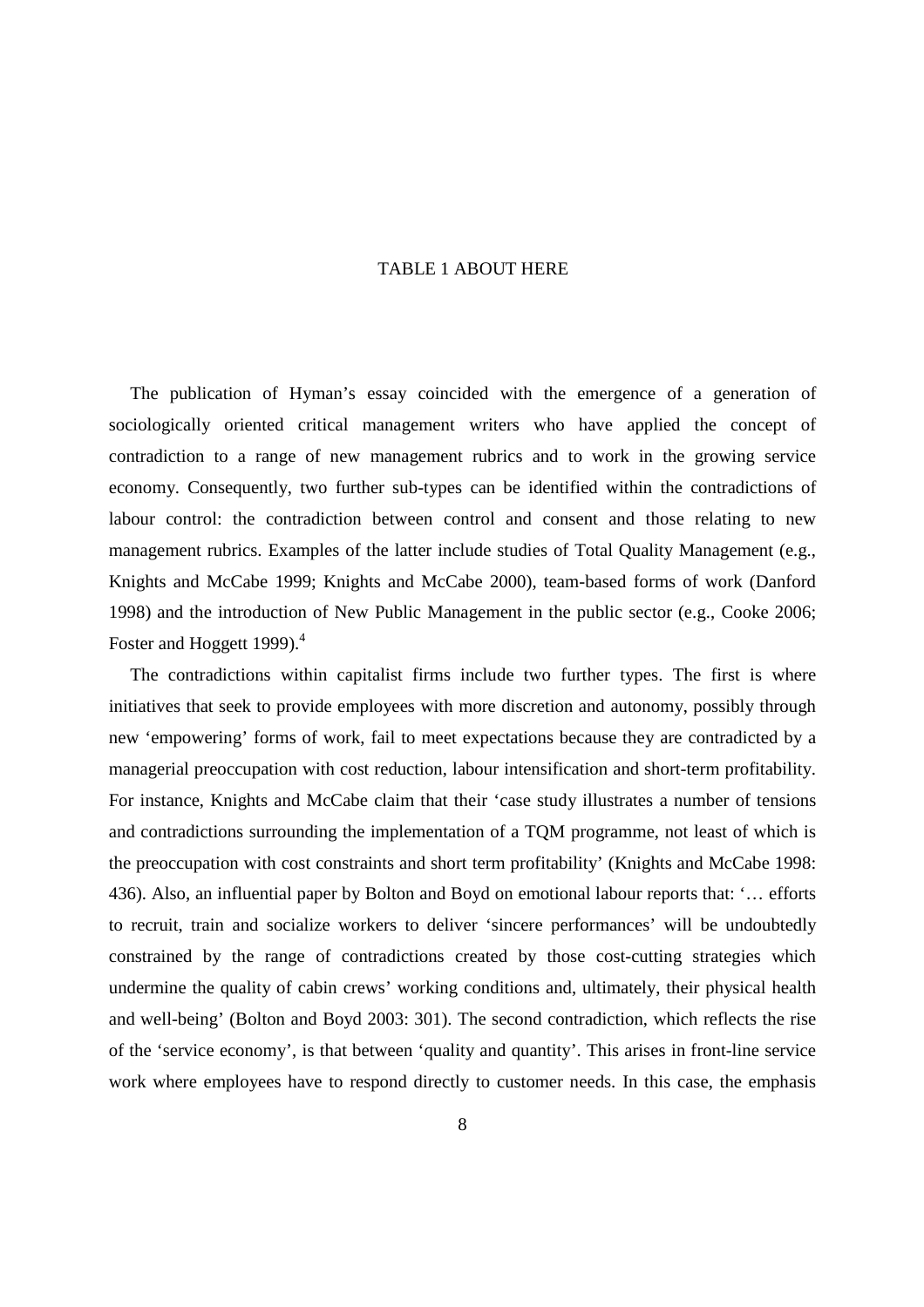TABLE 1 ABOUT HERE

The publication of Hyman's essay coincided with the emergence of a generation of sociologically oriented critical management writers who have applied the concept of contradiction to a range of new management rubrics and to work in the growing service economy. Consequently, two further sub-types can be identified within the contradictions of labour control: the contradiction between control and consent and those relating to new management rubrics. Examples of the latter include studies of Total Quality Management (e.g., Knights and McCabe 1999; Knights and McCabe 2000), team-based forms of work (Danford 1998) and the introduction of New Public Management in the public sector (e.g., Cooke 2006; Foster and Hoggett 1999).[4]

The contradictions within capitalist firms include two further types. The first is where initiatives that seek to provide employees with more discretion and autonomy, possibly through new 'empowering' forms of work, fail to meet expectations because they are contradicted by a managerial preoccupation with cost reduction, labour intensification and short-term profitability. For instance, Knights and McCabe claim that their 'case study illustrates a number of tensions and contradictions surrounding the implementation of a TQM programme, not least of which is the preoccupation with cost constraints and short term profitability' (Knights and McCabe 1998: 436). Also, an influential paper by Bolton and Boyd on emotional labour reports that: '… efforts to recruit, train and socialize workers to deliver 'sincere performances' will be undoubtedly constrained by the range of contradictions created by those cost-cutting strategies which undermine the quality of cabin crews' working conditions and, ultimately, their physical health and well-being' (Bolton and Boyd 2003: 301). The second contradiction, which reflects the rise of the 'service economy', is that between 'quality and quantity'. This arises in front-line service work where employees have to respond directly to customer needs. In this case, the emphasis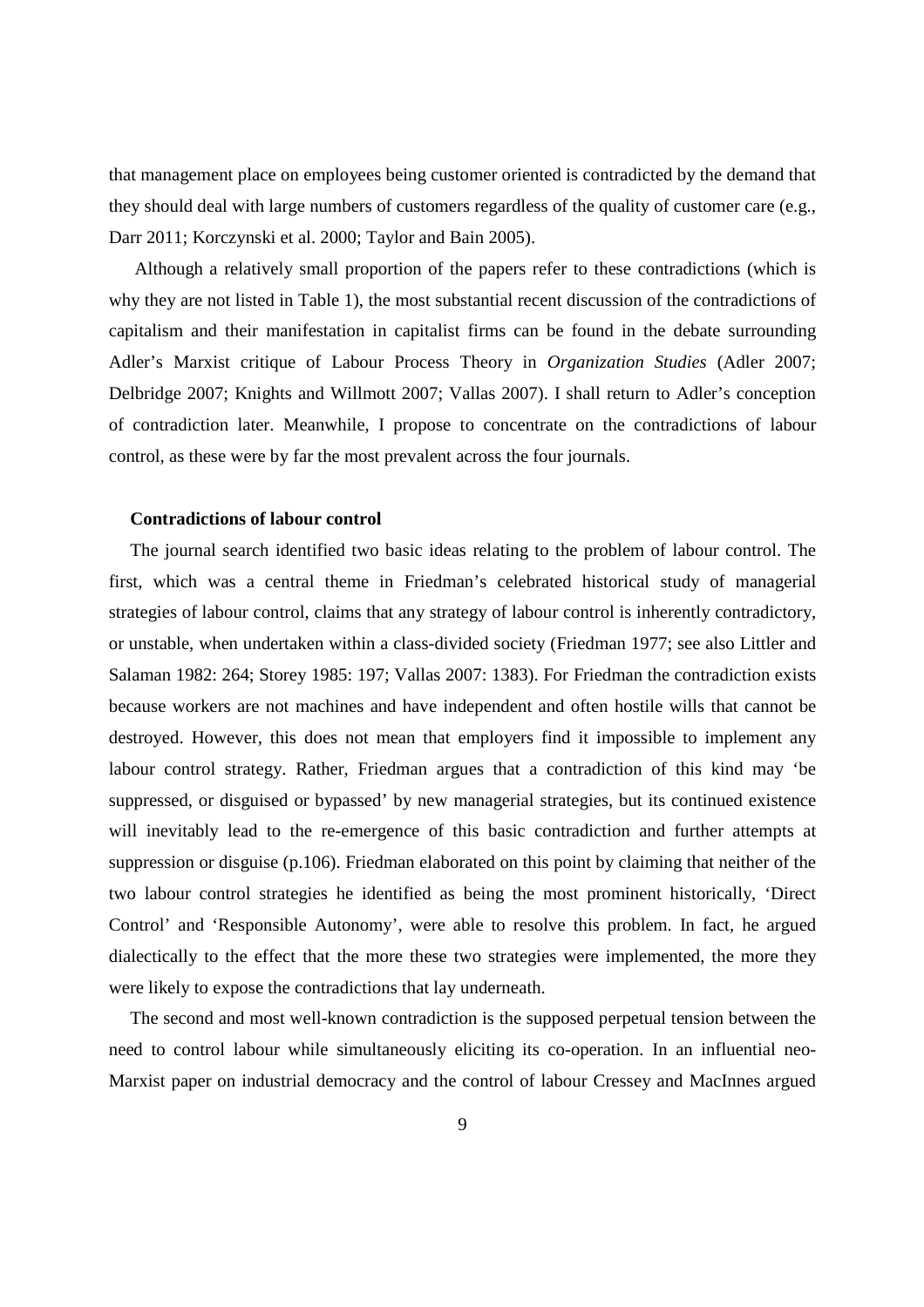that management place on employees being customer oriented is contradicted by the demand that they should deal with large numbers of customers regardless of the quality of customer care (e.g., Darr 2011; Korczynski et al. 2000; Taylor and Bain 2005).

Although a relatively small proportion of the papers refer to these contradictions (which is why they are not listed in Table 1), the most substantial recent discussion of the contradictions of capitalism and their manifestation in capitalist firms can be found in the debate surrounding Adler's Marxist critique of Labour Process Theory in *Organization Studies* (Adler 2007; Delbridge 2007; Knights and Willmott 2007; Vallas 2007). I shall return to Adler's conception of contradiction later. Meanwhile, I propose to concentrate on the contradictions of labour control, as these were by far the most prevalent across the four journals.

### Contradictions of labour control

The journal search identified two basic ideas relating to the problem of labour control. The first, which was a central theme in Friedman's celebrated historical study of managerial strategies of labour control, claims that any strategy of labour control is inherently contradictory, or unstable, when undertaken within a class-divided society (Friedman 1977; see also Littler and Salaman 1982: 264; Storey 1985: 197; Vallas 2007: 1383). For Friedman the contradiction exists because workers are not machines and have independent and often hostile wills that cannot be destroyed. However, this does not mean that employers find it impossible to implement any labour control strategy. Rather, Friedman argues that a contradiction of this kind may 'be suppressed, or disguised or bypassed' by new managerial strategies, but its continued existence will inevitably lead to the re-emergence of this basic contradiction and further attempts at suppression or disguise (p.106). Friedman elaborated on this point by claiming that neither of the two labour control strategies he identified as being the most prominent historically, 'Direct Control' and 'Responsible Autonomy', were able to resolve this problem. In fact, he argued dialectically to the effect that the more these two strategies were implemented, the more they were likely to expose the contradictions that lay underneath.

The second and most well-known contradiction is the supposed perpetual tension between the need to control labour while simultaneously eliciting its co-operation. In an influential neo-Marxist paper on industrial democracy and the control of labour Cressey and MacInnes argued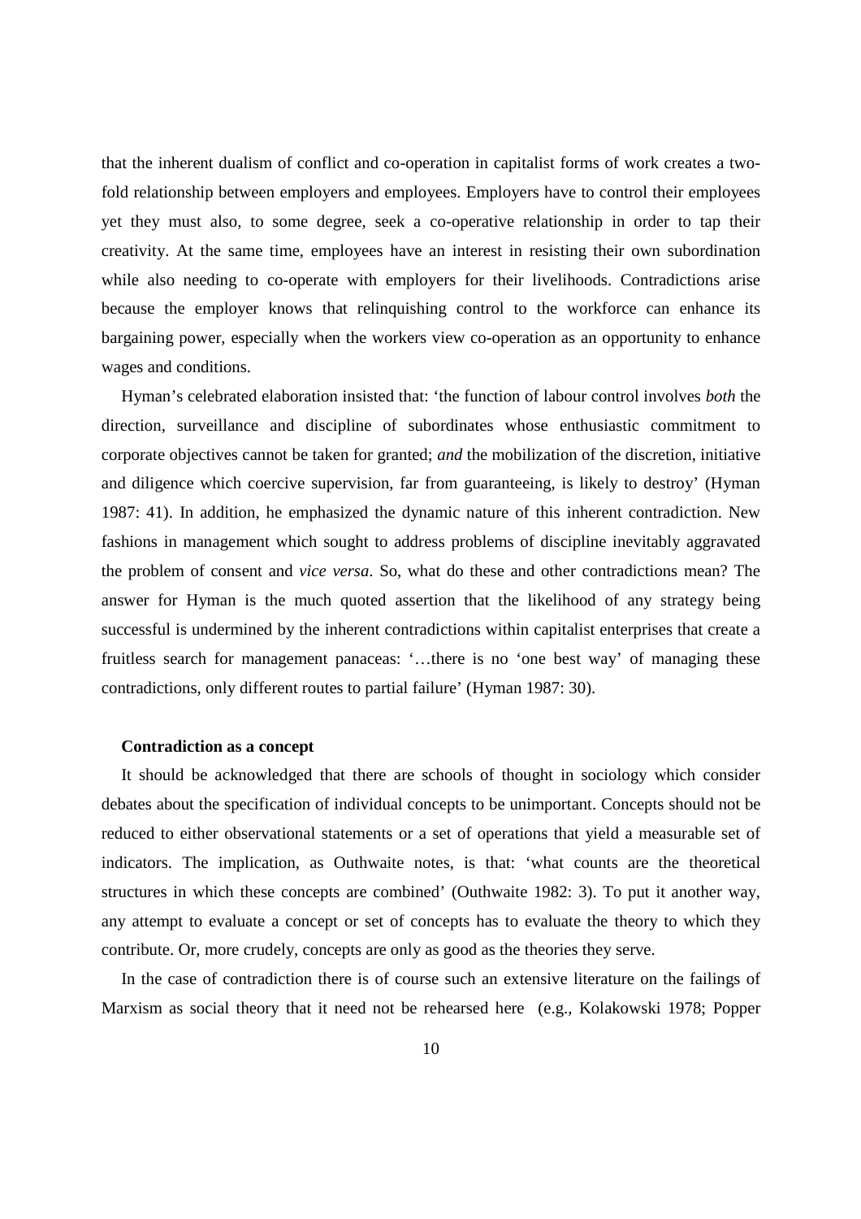that the inherent dualism of conflict and co-operation in capitalist forms of work creates a two-fold relationship between employers and employees. Employers have to control their employees yet they must also, to some degree, seek a co-operative relationship in order to tap their creativity. At the same time, employees have an interest in resisting their own subordination while also needing to co-operate with employers for their livelihoods. Contradictions arise because the employer knows that relinquishing control to the workforce can enhance its bargaining power, especially when the workers view co-operation as an opportunity to enhance wages and conditions.

Hyman's celebrated elaboration insisted that: 'the function of labour control involves *both* the direction, surveillance and discipline of subordinates whose enthusiastic commitment to corporate objectives cannot be taken for granted; *and* the mobilization of the discretion, initiative and diligence which coercive supervision, far from guaranteeing, is likely to destroy' (Hyman 1987: 41). In addition, he emphasized the dynamic nature of this inherent contradiction. New fashions in management which sought to address problems of discipline inevitably aggravated the problem of consent and *vice versa*. So, what do these and other contradictions mean? The answer for Hyman is the much quoted assertion that the likelihood of any strategy being successful is undermined by the inherent contradictions within capitalist enterprises that create a fruitless search for management panaceas: '…there is no 'one best way' of managing these contradictions, only different routes to partial failure' (Hyman 1987: 30).

**Contradiction as a concept**

It should be acknowledged that there are schools of thought in sociology which consider debates about the specification of individual concepts to be unimportant. Concepts should not be reduced to either observational statements or a set of operations that yield a measurable set of indicators. The implication, as Outhwaite notes, is that: 'what counts are the theoretical structures in which these concepts are combined' (Outhwaite 1982: 3). To put it another way, any attempt to evaluate a concept or set of concepts has to evaluate the theory to which they contribute. Or, more crudely, concepts are only as good as the theories they serve.

In the case of contradiction there is of course such an extensive literature on the failings of Marxism as social theory that it need not be rehearsed here (e.g., Kolakowski 1978; Popper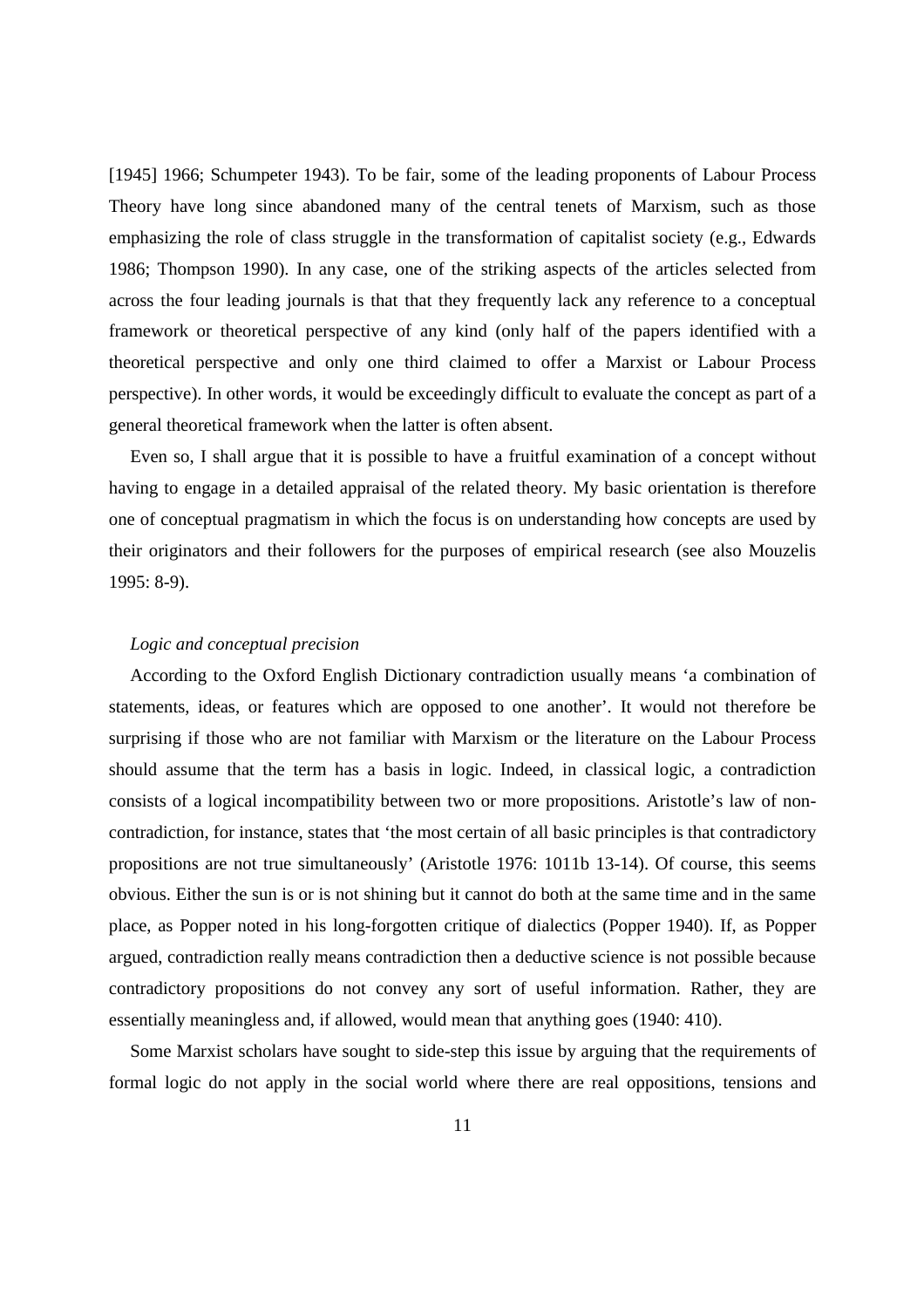[1945] 1966; Schumpeter 1943). To be fair, some of the leading proponents of Labour Process Theory have long since abandoned many of the central tenets of Marxism, such as those emphasizing the role of class struggle in the transformation of capitalist society (e.g., Edwards 1986; Thompson 1990). In any case, one of the striking aspects of the articles selected from across the four leading journals is that that they frequently lack any reference to a conceptual framework or theoretical perspective of any kind (only half of the papers identified with a theoretical perspective and only one third claimed to offer a Marxist or Labour Process perspective). In other words, it would be exceedingly difficult to evaluate the concept as part of a general theoretical framework when the latter is often absent.

Even so, I shall argue that it is possible to have a fruitful examination of a concept without having to engage in a detailed appraisal of the related theory. My basic orientation is therefore one of conceptual pragmatism in which the focus is on understanding how concepts are used by their originators and their followers for the purposes of empirical research (see also Mouzelis 1995: 8-9).

*Logic and conceptual precision*

According to the Oxford English Dictionary contradiction usually means 'a combination of statements, ideas, or features which are opposed to one another'. It would not therefore be surprising if those who are not familiar with Marxism or the literature on the Labour Process should assume that the term has a basis in logic. Indeed, in classical logic, a contradiction consists of a logical incompatibility between two or more propositions. Aristotle's law of non-contradiction, for instance, states that 'the most certain of all basic principles is that contradictory propositions are not true simultaneously' (Aristotle 1976: 1011b 13-14). Of course, this seems obvious. Either the sun is or is not shining but it cannot do both at the same time and in the same place, as Popper noted in his long-forgotten critique of dialectics (Popper 1940). If, as Popper argued, contradiction really means contradiction then a deductive science is not possible because contradictory propositions do not convey any sort of useful information. Rather, they are essentially meaningless and, if allowed, would mean that anything goes (1940: 410).

Some Marxist scholars have sought to side-step this issue by arguing that the requirements of formal logic do not apply in the social world where there are real oppositions, tensions and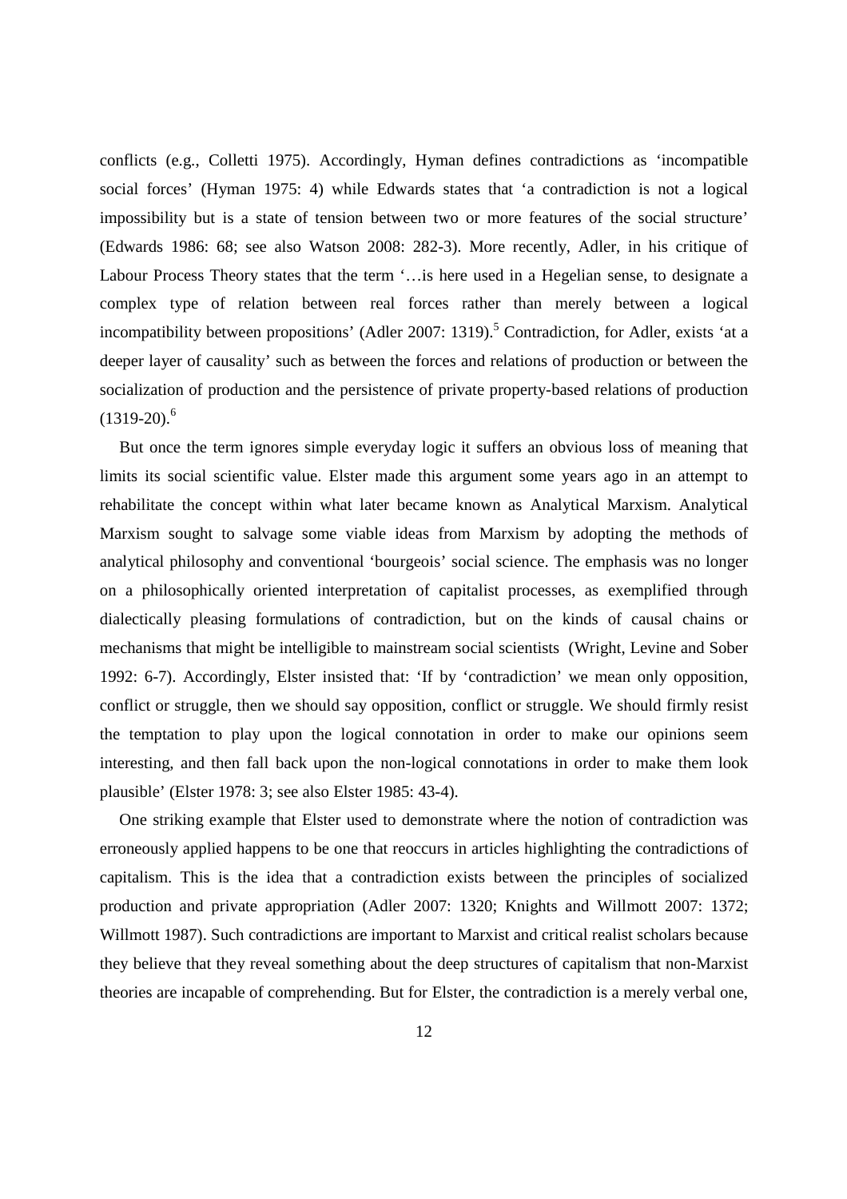conflicts (e.g., Colletti 1975). Accordingly, Hyman defines contradictions as 'incompatible social forces' (Hyman 1975: 4) while Edwards states that 'a contradiction is not a logical impossibility but is a state of tension between two or more features of the social structure' (Edwards 1986: 68; see also Watson 2008: 282-3). More recently, Adler, in his critique of Labour Process Theory states that the term '…is here used in a Hegelian sense, to designate a complex type of relation between real forces rather than merely between a logical incompatibility between propositions' (Adler 2007: 1319).[5] Contradiction, for Adler, exists 'at a deeper layer of causality' such as between the forces and relations of production or between the socialization of production and the persistence of private property-based relations of production (1319-20).[6]

But once the term ignores simple everyday logic it suffers an obvious loss of meaning that limits its social scientific value. Elster made this argument some years ago in an attempt to rehabilitate the concept within what later became known as Analytical Marxism. Analytical Marxism sought to salvage some viable ideas from Marxism by adopting the methods of analytical philosophy and conventional 'bourgeois' social science. The emphasis was no longer on a philosophically oriented interpretation of capitalist processes, as exemplified through dialectically pleasing formulations of contradiction, but on the kinds of causal chains or mechanisms that might be intelligible to mainstream social scientists (Wright, Levine and Sober 1992: 6-7). Accordingly, Elster insisted that: 'If by 'contradiction' we mean only opposition, conflict or struggle, then we should say opposition, conflict or struggle. We should firmly resist the temptation to play upon the logical connotation in order to make our opinions seem interesting, and then fall back upon the non-logical connotations in order to make them look plausible' (Elster 1978: 3; see also Elster 1985: 43-4).

One striking example that Elster used to demonstrate where the notion of contradiction was erroneously applied happens to be one that reoccurs in articles highlighting the contradictions of capitalism. This is the idea that a contradiction exists between the principles of socialized production and private appropriation (Adler 2007: 1320; Knights and Willmott 2007: 1372; Willmott 1987). Such contradictions are important to Marxist and critical realist scholars because they believe that they reveal something about the deep structures of capitalism that non-Marxist theories are incapable of comprehending. But for Elster, the contradiction is a merely verbal one,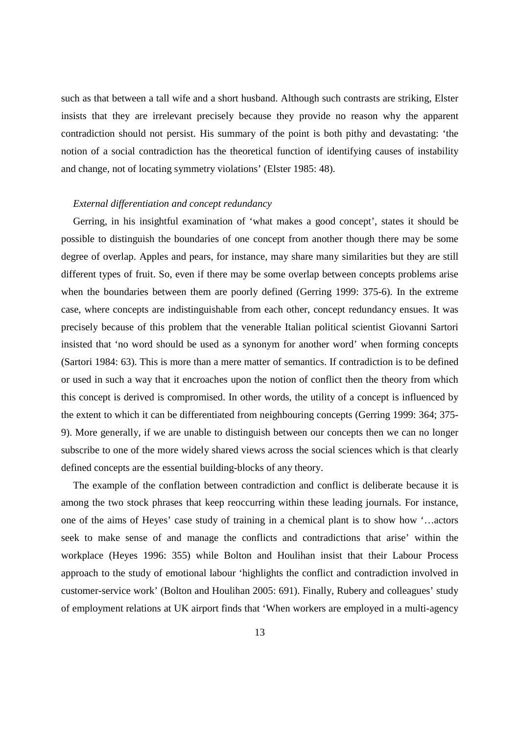such as that between a tall wife and a short husband. Although such contrasts are striking, Elster insists that they are irrelevant precisely because they provide no reason why the apparent contradiction should not persist. His summary of the point is both pithy and devastating: 'the notion of a social contradiction has the theoretical function of identifying causes of instability and change, not of locating symmetry violations' (Elster 1985: 48).

*External differentiation and concept redundancy*

Gerring, in his insightful examination of 'what makes a good concept', states it should be possible to distinguish the boundaries of one concept from another though there may be some degree of overlap. Apples and pears, for instance, may share many similarities but they are still different types of fruit. So, even if there may be some overlap between concepts problems arise when the boundaries between them are poorly defined (Gerring 1999: 375-6). In the extreme case, where concepts are indistinguishable from each other, concept redundancy ensues. It was precisely because of this problem that the venerable Italian political scientist Giovanni Sartori insisted that 'no word should be used as a synonym for another word' when forming concepts (Sartori 1984: 63). This is more than a mere matter of semantics. If contradiction is to be defined or used in such a way that it encroaches upon the notion of conflict then the theory from which this concept is derived is compromised. In other words, the utility of a concept is influenced by the extent to which it can be differentiated from neighbouring concepts (Gerring 1999: 364; 375-9). More generally, if we are unable to distinguish between our concepts then we can no longer subscribe to one of the more widely shared views across the social sciences which is that clearly defined concepts are the essential building-blocks of any theory.

The example of the conflation between contradiction and conflict is deliberate because it is among the two stock phrases that keep reoccurring within these leading journals. For instance, one of the aims of Heyes' case study of training in a chemical plant is to show how '…actors seek to make sense of and manage the conflicts and contradictions that arise' within the workplace (Heyes 1996: 355) while Bolton and Houlihan insist that their Labour Process approach to the study of emotional labour 'highlights the conflict and contradiction involved in customer-service work' (Bolton and Houlihan 2005: 691). Finally, Rubery and colleagues' study of employment relations at UK airport finds that 'When workers are employed in a multi-agency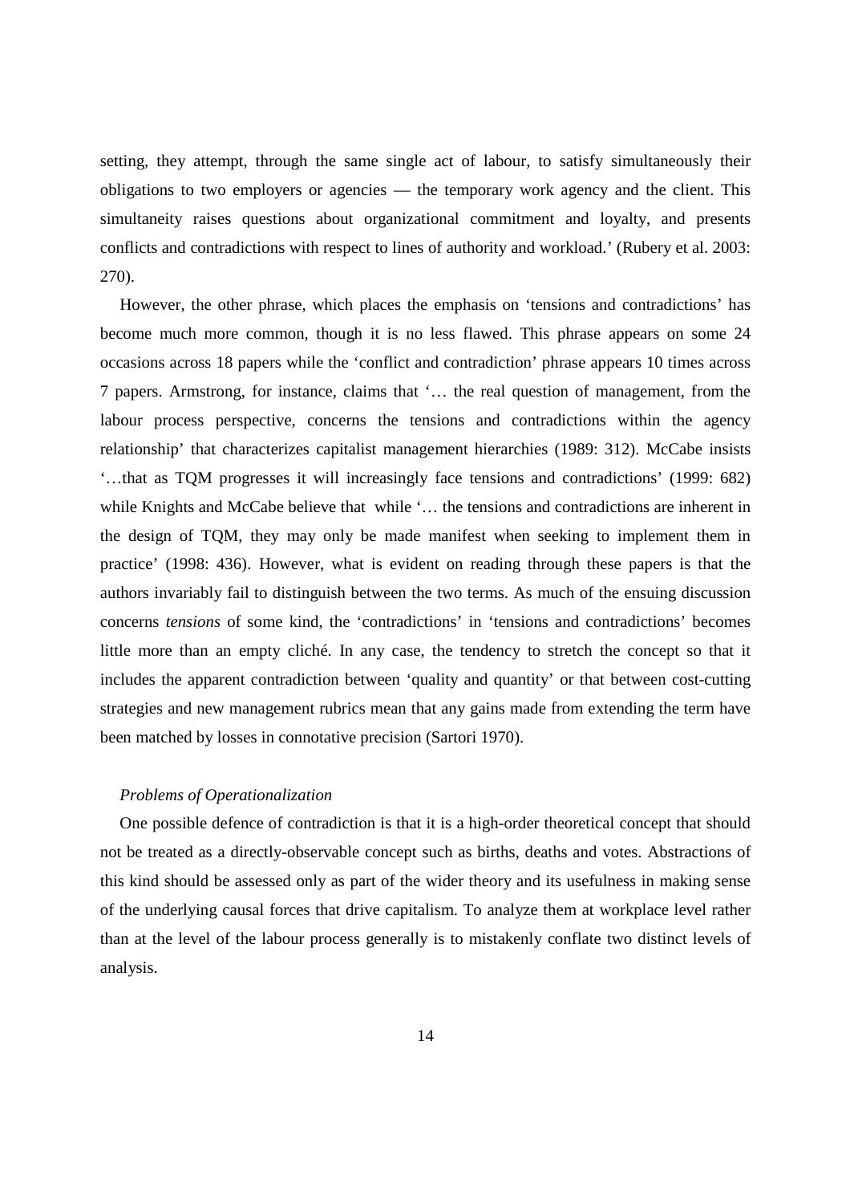setting, they attempt, through the same single act of labour, to satisfy simultaneously their obligations to two employers or agencies — the temporary work agency and the client. This simultaneity raises questions about organizational commitment and loyalty, and presents conflicts and contradictions with respect to lines of authority and workload.' (Rubery et al. 2003: 270).

However, the other phrase, which places the emphasis on 'tensions and contradictions' has become much more common, though it is no less flawed. This phrase appears on some 24 occasions across 18 papers while the 'conflict and contradiction' phrase appears 10 times across 7 papers. Armstrong, for instance, claims that '… the real question of management, from the labour process perspective, concerns the tensions and contradictions within the agency relationship' that characterizes capitalist management hierarchies (1989: 312). McCabe insists '…that as TQM progresses it will increasingly face tensions and contradictions' (1999: 682) while Knights and McCabe believe that while '… the tensions and contradictions are inherent in the design of TQM, they may only be made manifest when seeking to implement them in practice' (1998: 436). However, what is evident on reading through these papers is that the authors invariably fail to distinguish between the two terms. As much of the ensuing discussion concerns *tensions* of some kind, the 'contradictions' in 'tensions and contradictions' becomes little more than an empty cliché. In any case, the tendency to stretch the concept so that it includes the apparent contradiction between 'quality and quantity' or that between cost-cutting strategies and new management rubrics mean that any gains made from extending the term have been matched by losses in connotative precision (Sartori 1970).

*Problems of Operationalization*

One possible defence of contradiction is that it is a high-order theoretical concept that should not be treated as a directly-observable concept such as births, deaths and votes. Abstractions of this kind should be assessed only as part of the wider theory and its usefulness in making sense of the underlying causal forces that drive capitalism. To analyze them at workplace level rather than at the level of the labour process generally is to mistakenly conflate two distinct levels of analysis.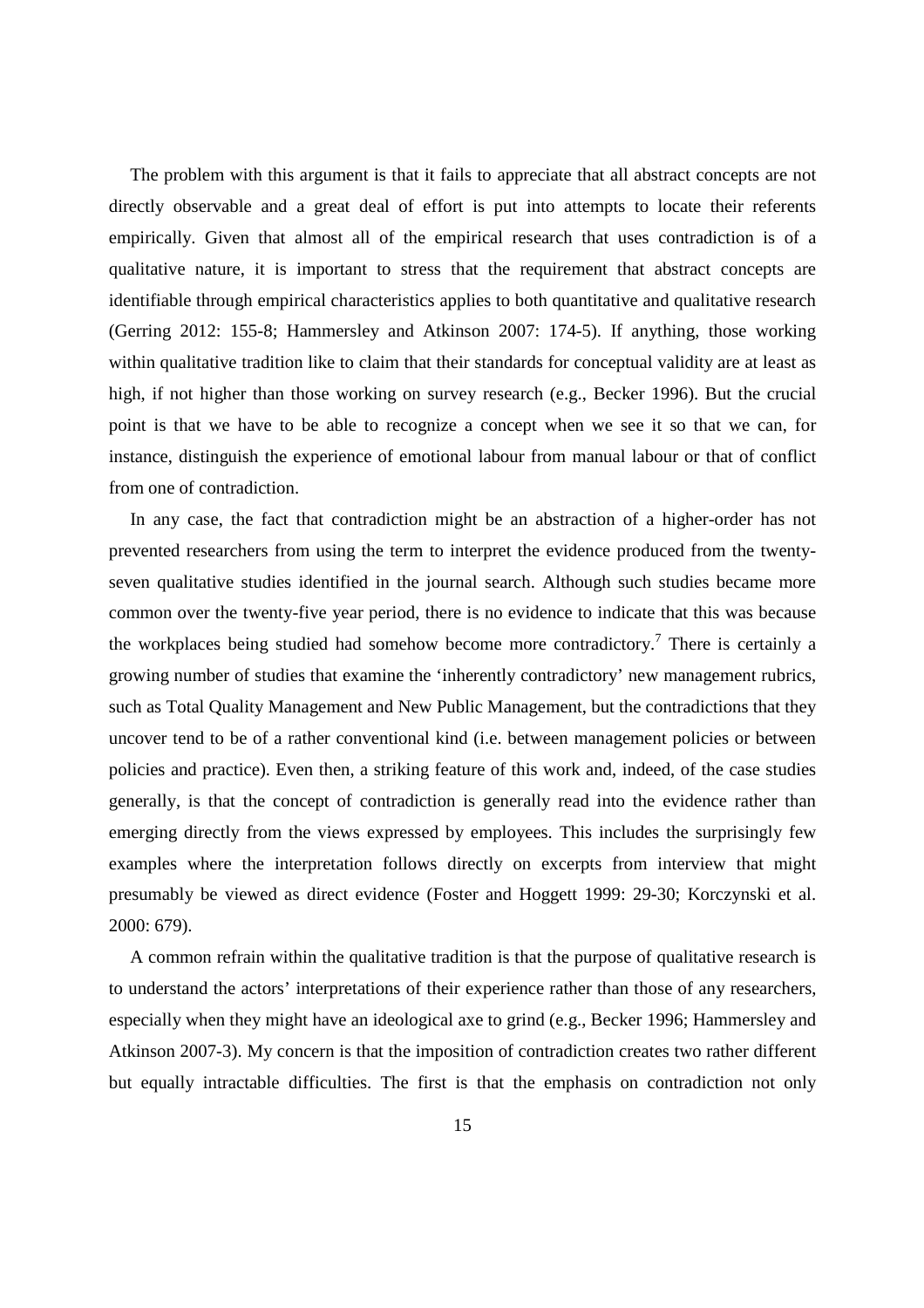The problem with this argument is that it fails to appreciate that all abstract concepts are not directly observable and a great deal of effort is put into attempts to locate their referents empirically. Given that almost all of the empirical research that uses contradiction is of a qualitative nature, it is important to stress that the requirement that abstract concepts are identifiable through empirical characteristics applies to both quantitative and qualitative research (Gerring 2012: 155-8; Hammersley and Atkinson 2007: 174-5). If anything, those working within qualitative tradition like to claim that their standards for conceptual validity are at least as high, if not higher than those working on survey research (e.g., Becker 1996). But the crucial point is that we have to be able to recognize a concept when we see it so that we can, for instance, distinguish the experience of emotional labour from manual labour or that of conflict from one of contradiction.

In any case, the fact that contradiction might be an abstraction of a higher-order has not prevented researchers from using the term to interpret the evidence produced from the twenty-seven qualitative studies identified in the journal search. Although such studies became more common over the twenty-five year period, there is no evidence to indicate that this was because the workplaces being studied had somehow become more contradictory.[7] There is certainly a growing number of studies that examine the 'inherently contradictory' new management rubrics, such as Total Quality Management and New Public Management, but the contradictions that they uncover tend to be of a rather conventional kind (i.e. between management policies or between policies and practice). Even then, a striking feature of this work and, indeed, of the case studies generally, is that the concept of contradiction is generally read into the evidence rather than emerging directly from the views expressed by employees. This includes the surprisingly few examples where the interpretation follows directly on excerpts from interview that might presumably be viewed as direct evidence (Foster and Hoggett 1999: 29-30; Korczynski et al. 2000: 679).

A common refrain within the qualitative tradition is that the purpose of qualitative research is to understand the actors' interpretations of their experience rather than those of any researchers, especially when they might have an ideological axe to grind (e.g., Becker 1996; Hammersley and Atkinson 2007-3). My concern is that the imposition of contradiction creates two rather different but equally intractable difficulties. The first is that the emphasis on contradiction not only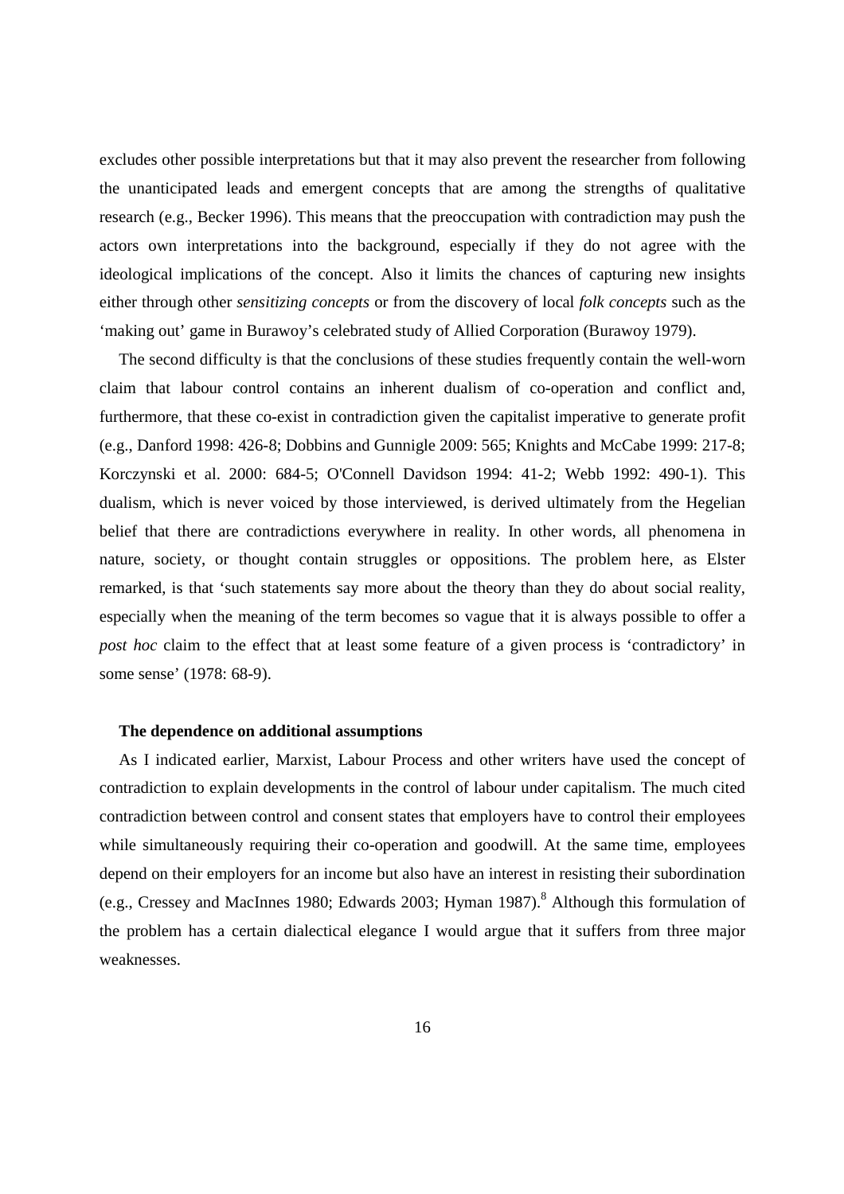excludes other possible interpretations but that it may also prevent the researcher from following the unanticipated leads and emergent concepts that are among the strengths of qualitative research (e.g., Becker 1996). This means that the preoccupation with contradiction may push the actors own interpretations into the background, especially if they do not agree with the ideological implications of the concept. Also it limits the chances of capturing new insights either through other *sensitizing concepts* or from the discovery of local *folk concepts* such as the 'making out' game in Burawoy's celebrated study of Allied Corporation (Burawoy 1979).

The second difficulty is that the conclusions of these studies frequently contain the well-worn claim that labour control contains an inherent dualism of co-operation and conflict and, furthermore, that these co-exist in contradiction given the capitalist imperative to generate profit (e.g., Danford 1998: 426-8; Dobbins and Gunnigle 2009: 565; Knights and McCabe 1999: 217-8; Korczynski et al. 2000: 684-5; O'Connell Davidson 1994: 41-2; Webb 1992: 490-1). This dualism, which is never voiced by those interviewed, is derived ultimately from the Hegelian belief that there are contradictions everywhere in reality. In other words, all phenomena in nature, society, or thought contain struggles or oppositions. The problem here, as Elster remarked, is that 'such statements say more about the theory than they do about social reality, especially when the meaning of the term becomes so vague that it is always possible to offer a *post hoc* claim to the effect that at least some feature of a given process is 'contradictory' in some sense' (1978: 68-9).

### The dependence on additional assumptions

As I indicated earlier, Marxist, Labour Process and other writers have used the concept of contradiction to explain developments in the control of labour under capitalism. The much cited contradiction between control and consent states that employers have to control their employees while simultaneously requiring their co-operation and goodwill. At the same time, employees depend on their employers for an income but also have an interest in resisting their subordination (e.g., Cressey and MacInnes 1980; Edwards 2003; Hyman 1987).[8] Although this formulation of the problem has a certain dialectical elegance I would argue that it suffers from three major weaknesses.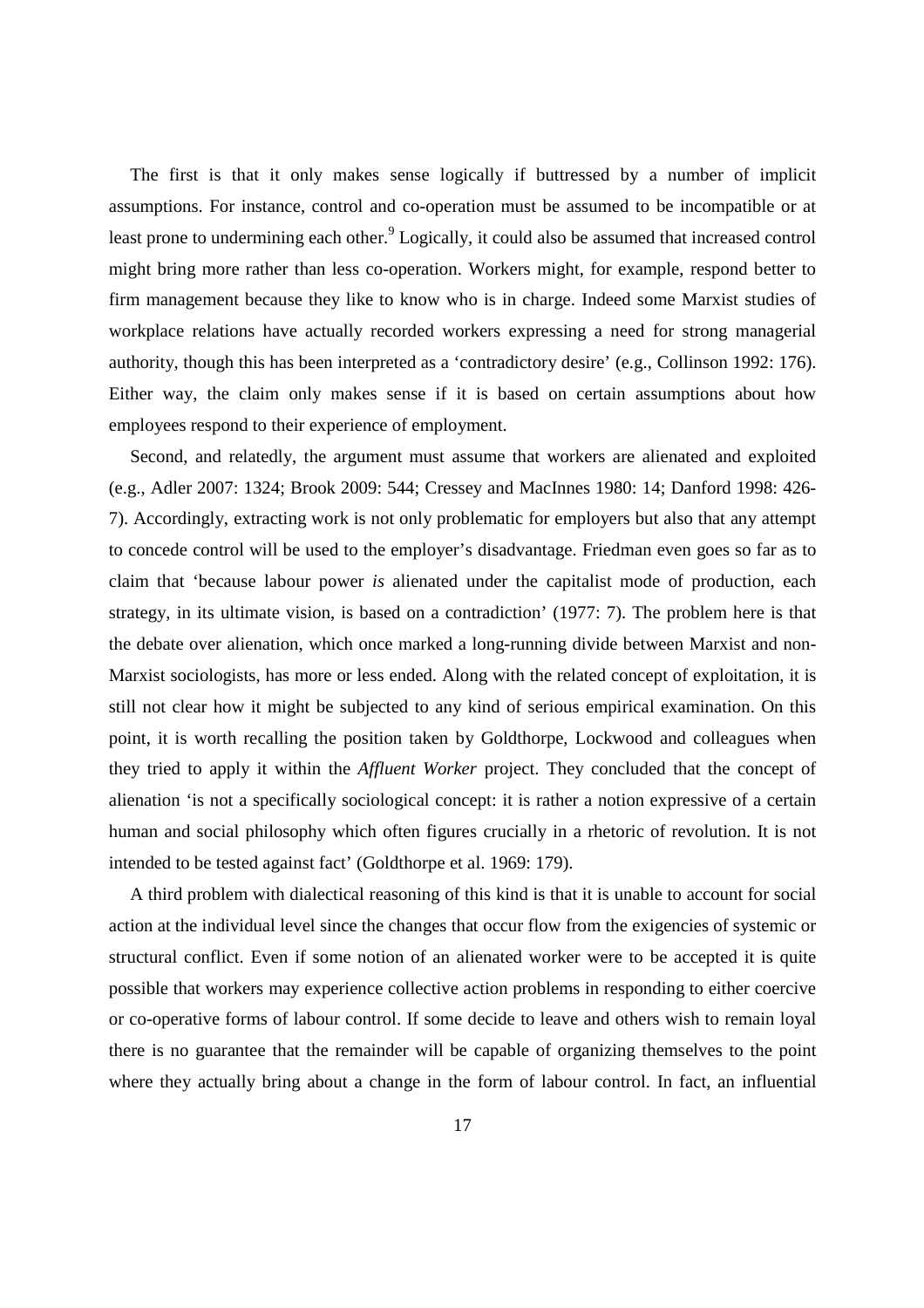The first is that it only makes sense logically if buttressed by a number of implicit assumptions. For instance, control and co-operation must be assumed to be incompatible or at least prone to undermining each other.[9] Logically, it could also be assumed that increased control might bring more rather than less co-operation. Workers might, for example, respond better to firm management because they like to know who is in charge. Indeed some Marxist studies of workplace relations have actually recorded workers expressing a need for strong managerial authority, though this has been interpreted as a 'contradictory desire' (e.g., Collinson 1992: 176). Either way, the claim only makes sense if it is based on certain assumptions about how employees respond to their experience of employment.

Second, and relatedly, the argument must assume that workers are alienated and exploited (e.g., Adler 2007: 1324; Brook 2009: 544; Cressey and MacInnes 1980: 14; Danford 1998: 426-7). Accordingly, extracting work is not only problematic for employers but also that any attempt to concede control will be used to the employer's disadvantage. Friedman even goes so far as to claim that 'because labour power *is* alienated under the capitalist mode of production, each strategy, in its ultimate vision, is based on a contradiction' (1977: 7). The problem here is that the debate over alienation, which once marked a long-running divide between Marxist and non-Marxist sociologists, has more or less ended. Along with the related concept of exploitation, it is still not clear how it might be subjected to any kind of serious empirical examination. On this point, it is worth recalling the position taken by Goldthorpe, Lockwood and colleagues when they tried to apply it within the *Affluent Worker* project. They concluded that the concept of alienation 'is not a specifically sociological concept: it is rather a notion expressive of a certain human and social philosophy which often figures crucially in a rhetoric of revolution. It is not intended to be tested against fact' (Goldthorpe et al. 1969: 179).

A third problem with dialectical reasoning of this kind is that it is unable to account for social action at the individual level since the changes that occur flow from the exigencies of systemic or structural conflict. Even if some notion of an alienated worker were to be accepted it is quite possible that workers may experience collective action problems in responding to either coercive or co-operative forms of labour control. If some decide to leave and others wish to remain loyal there is no guarantee that the remainder will be capable of organizing themselves to the point where they actually bring about a change in the form of labour control. In fact, an influential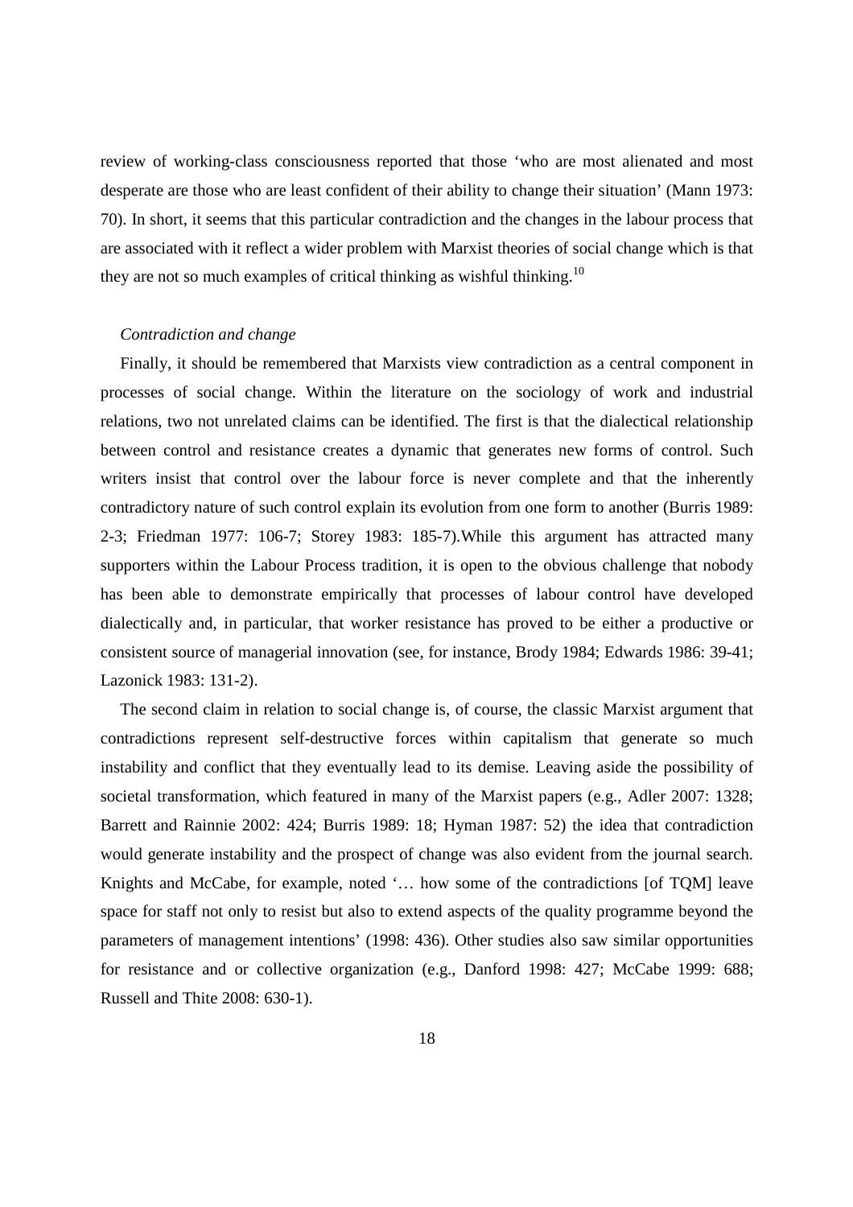review of working-class consciousness reported that those 'who are most alienated and most desperate are those who are least confident of their ability to change their situation' (Mann 1973: 70). In short, it seems that this particular contradiction and the changes in the labour process that are associated with it reflect a wider problem with Marxist theories of social change which is that they are not so much examples of critical thinking as wishful thinking.[10]

*Contradiction and change*

Finally, it should be remembered that Marxists view contradiction as a central component in processes of social change. Within the literature on the sociology of work and industrial relations, two not unrelated claims can be identified. The first is that the dialectical relationship between control and resistance creates a dynamic that generates new forms of control. Such writers insist that control over the labour force is never complete and that the inherently contradictory nature of such control explain its evolution from one form to another (Burris 1989: 2-3; Friedman 1977: 106-7; Storey 1983: 185-7).While this argument has attracted many supporters within the Labour Process tradition, it is open to the obvious challenge that nobody has been able to demonstrate empirically that processes of labour control have developed dialectically and, in particular, that worker resistance has proved to be either a productive or consistent source of managerial innovation (see, for instance, Brody 1984; Edwards 1986: 39-41; Lazonick 1983: 131-2).

The second claim in relation to social change is, of course, the classic Marxist argument that contradictions represent self-destructive forces within capitalism that generate so much instability and conflict that they eventually lead to its demise. Leaving aside the possibility of societal transformation, which featured in many of the Marxist papers (e.g., Adler 2007: 1328; Barrett and Rainnie 2002: 424; Burris 1989: 18; Hyman 1987: 52) the idea that contradiction would generate instability and the prospect of change was also evident from the journal search. Knights and McCabe, for example, noted '… how some of the contradictions [of TQM] leave space for staff not only to resist but also to extend aspects of the quality programme beyond the parameters of management intentions' (1998: 436). Other studies also saw similar opportunities for resistance and or collective organization (e.g., Danford 1998: 427; McCabe 1999: 688; Russell and Thite 2008: 630-1).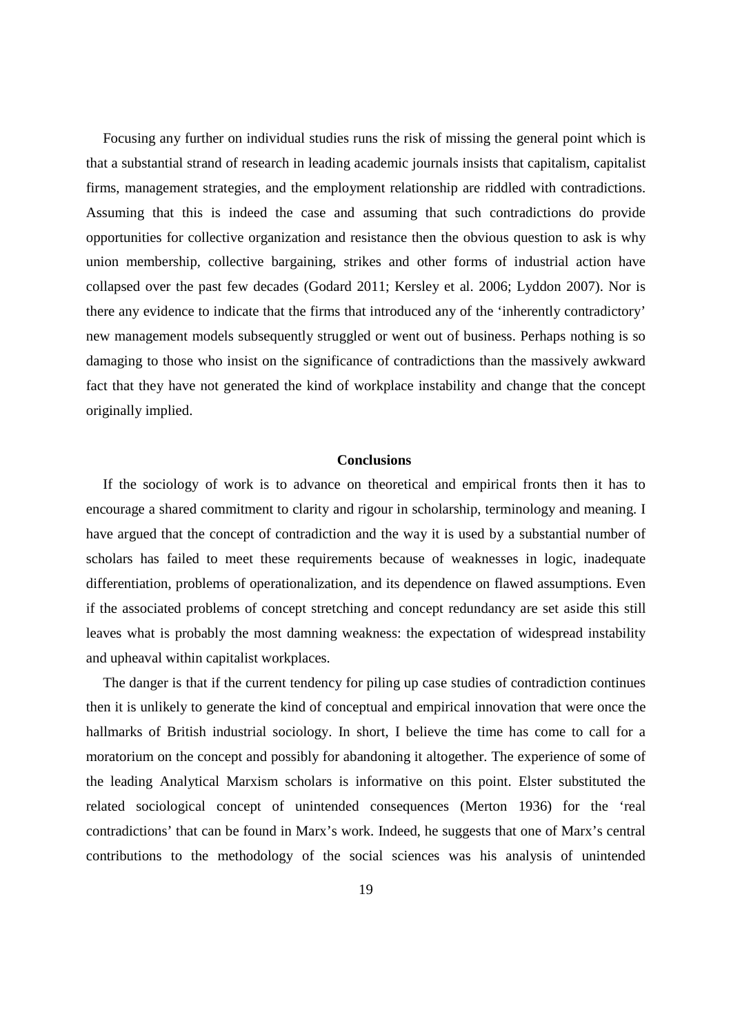Focusing any further on individual studies runs the risk of missing the general point which is that a substantial strand of research in leading academic journals insists that capitalism, capitalist firms, management strategies, and the employment relationship are riddled with contradictions. Assuming that this is indeed the case and assuming that such contradictions do provide opportunities for collective organization and resistance then the obvious question to ask is why union membership, collective bargaining, strikes and other forms of industrial action have collapsed over the past few decades (Godard 2011; Kersley et al. 2006; Lyddon 2007). Nor is there any evidence to indicate that the firms that introduced any of the 'inherently contradictory' new management models subsequently struggled or went out of business. Perhaps nothing is so damaging to those who insist on the significance of contradictions than the massively awkward fact that they have not generated the kind of workplace instability and change that the concept originally implied.

## Conclusions

If the sociology of work is to advance on theoretical and empirical fronts then it has to encourage a shared commitment to clarity and rigour in scholarship, terminology and meaning. I have argued that the concept of contradiction and the way it is used by a substantial number of scholars has failed to meet these requirements because of weaknesses in logic, inadequate differentiation, problems of operationalization, and its dependence on flawed assumptions. Even if the associated problems of concept stretching and concept redundancy are set aside this still leaves what is probably the most damning weakness: the expectation of widespread instability and upheaval within capitalist workplaces.

The danger is that if the current tendency for piling up case studies of contradiction continues then it is unlikely to generate the kind of conceptual and empirical innovation that were once the hallmarks of British industrial sociology. In short, I believe the time has come to call for a moratorium on the concept and possibly for abandoning it altogether. The experience of some of the leading Analytical Marxism scholars is informative on this point. Elster substituted the related sociological concept of unintended consequences (Merton 1936) for the 'real contradictions' that can be found in Marx's work. Indeed, he suggests that one of Marx's central contributions to the methodology of the social sciences was his analysis of unintended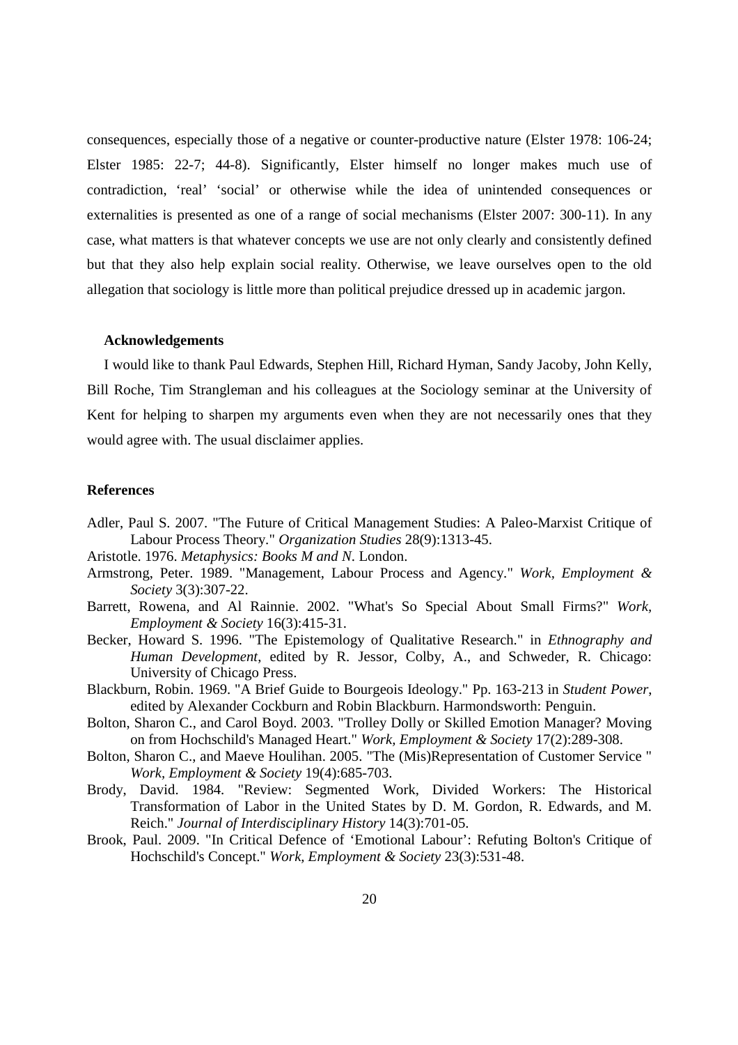consequences, especially those of a negative or counter-productive nature (Elster 1978: 106-24; Elster 1985: 22-7; 44-8). Significantly, Elster himself no longer makes much use of contradiction, 'real' 'social' or otherwise while the idea of unintended consequences or externalities is presented as one of a range of social mechanisms (Elster 2007: 300-11). In any case, what matters is that whatever concepts we use are not only clearly and consistently defined but that they also help explain social reality. Otherwise, we leave ourselves open to the old allegation that sociology is little more than political prejudice dressed up in academic jargon.

**Acknowledgements**

I would like to thank Paul Edwards, Stephen Hill, Richard Hyman, Sandy Jacoby, John Kelly, Bill Roche, Tim Strangleman and his colleagues at the Sociology seminar at the University of Kent for helping to sharpen my arguments even when they are not necessarily ones that they would agree with. The usual disclaimer applies.

## References

Adler, Paul S. 2007. "The Future of Critical Management Studies: A Paleo-Marxist Critique of Labour Process Theory." *Organization Studies* 28(9):1313-45.

Aristotle. 1976. *Metaphysics: Books M and N*. London.

Armstrong, Peter. 1989. "Management, Labour Process and Agency." *Work, Employment & Society* 3(3):307-22.

Barrett, Rowena, and Al Rainnie. 2002. "What's So Special About Small Firms?" *Work, Employment & Society* 16(3):415-31.

Becker, Howard S. 1996. "The Epistemology of Qualitative Research." in *Ethnography and Human Development*, edited by R. Jessor, Colby, A., and Schweder, R. Chicago: University of Chicago Press.

Blackburn, Robin. 1969. "A Brief Guide to Bourgeois Ideology." Pp. 163-213 in *Student Power*, edited by Alexander Cockburn and Robin Blackburn. Harmondsworth: Penguin.

Bolton, Sharon C., and Carol Boyd. 2003. "Trolley Dolly or Skilled Emotion Manager? Moving on from Hochschild's Managed Heart." *Work, Employment & Society* 17(2):289-308.

Bolton, Sharon C., and Maeve Houlihan. 2005. "The (Mis)Representation of Customer Service " *Work, Employment & Society* 19(4):685-703.

Brody, David. 1984. "Review: Segmented Work, Divided Workers: The Historical Transformation of Labor in the United States by D. M. Gordon, R. Edwards, and M. Reich." *Journal of Interdisciplinary History* 14(3):701-05.

Brook, Paul. 2009. "In Critical Defence of 'Emotional Labour': Refuting Bolton's Critique of Hochschild's Concept." *Work, Employment & Society* 23(3):531-48.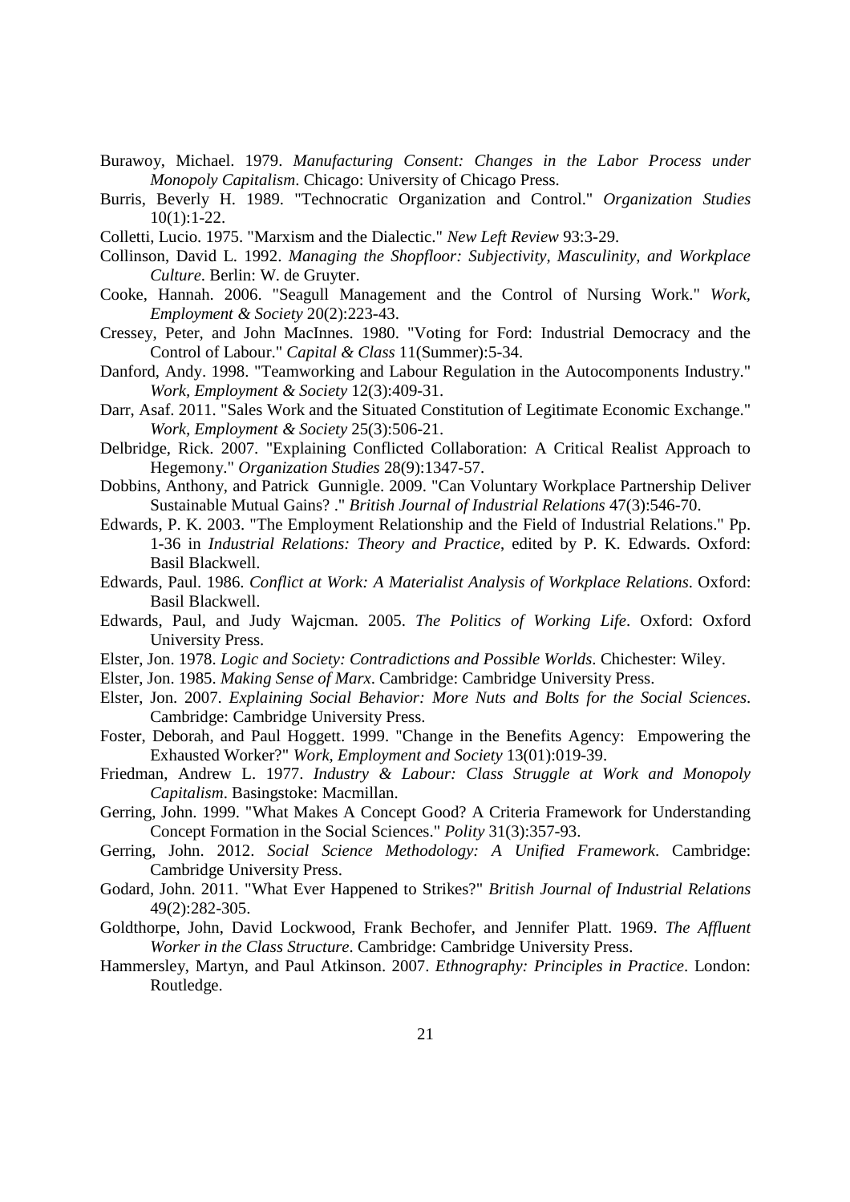Burawoy, Michael. 1979. *Manufacturing Consent: Changes in the Labor Process under Monopoly Capitalism*. Chicago: University of Chicago Press.

Burris, Beverly H. 1989. "Technocratic Organization and Control." *Organization Studies* 10(1):1-22.

Colletti, Lucio. 1975. "Marxism and the Dialectic." *New Left Review* 93:3-29.

Collinson, David L. 1992. *Managing the Shopfloor: Subjectivity, Masculinity, and Workplace Culture*. Berlin: W. de Gruyter.

Cooke, Hannah. 2006. "Seagull Management and the Control of Nursing Work." *Work, Employment & Society* 20(2):223-43.

Cressey, Peter, and John MacInnes. 1980. "Voting for Ford: Industrial Democracy and the Control of Labour." *Capital & Class* 11(Summer):5-34.

Danford, Andy. 1998. "Teamworking and Labour Regulation in the Autocomponents Industry." *Work, Employment & Society* 12(3):409-31.

Darr, Asaf. 2011. "Sales Work and the Situated Constitution of Legitimate Economic Exchange." *Work, Employment & Society* 25(3):506-21.

Delbridge, Rick. 2007. "Explaining Conflicted Collaboration: A Critical Realist Approach to Hegemony." *Organization Studies* 28(9):1347-57.

Dobbins, Anthony, and Patrick Gunnigle. 2009. "Can Voluntary Workplace Partnership Deliver Sustainable Mutual Gains? ." *British Journal of Industrial Relations* 47(3):546-70.

Edwards, P. K. 2003. "The Employment Relationship and the Field of Industrial Relations." Pp. 1-36 in *Industrial Relations: Theory and Practice*, edited by P. K. Edwards. Oxford: Basil Blackwell.

Edwards, Paul. 1986. *Conflict at Work: A Materialist Analysis of Workplace Relations*. Oxford: Basil Blackwell.

Edwards, Paul, and Judy Wajcman. 2005. *The Politics of Working Life*. Oxford: Oxford University Press.

Elster, Jon. 1978. *Logic and Society: Contradictions and Possible Worlds*. Chichester: Wiley.

Elster, Jon. 1985. *Making Sense of Marx*. Cambridge: Cambridge University Press.

Elster, Jon. 2007. *Explaining Social Behavior: More Nuts and Bolts for the Social Sciences*. Cambridge: Cambridge University Press.

Foster, Deborah, and Paul Hoggett. 1999. "Change in the Benefits Agency: Empowering the Exhausted Worker?" *Work, Employment and Society* 13(01):019-39.

Friedman, Andrew L. 1977. *Industry & Labour: Class Struggle at Work and Monopoly Capitalism*. Basingstoke: Macmillan.

Gerring, John. 1999. "What Makes A Concept Good? A Criteria Framework for Understanding Concept Formation in the Social Sciences." *Polity* 31(3):357-93.

Gerring, John. 2012. *Social Science Methodology: A Unified Framework*. Cambridge: Cambridge University Press.

Godard, John. 2011. "What Ever Happened to Strikes?" *British Journal of Industrial Relations* 49(2):282-305.

Goldthorpe, John, David Lockwood, Frank Bechofer, and Jennifer Platt. 1969. *The Affluent Worker in the Class Structure*. Cambridge: Cambridge University Press.

Hammersley, Martyn, and Paul Atkinson. 2007. *Ethnography: Principles in Practice*. London: Routledge.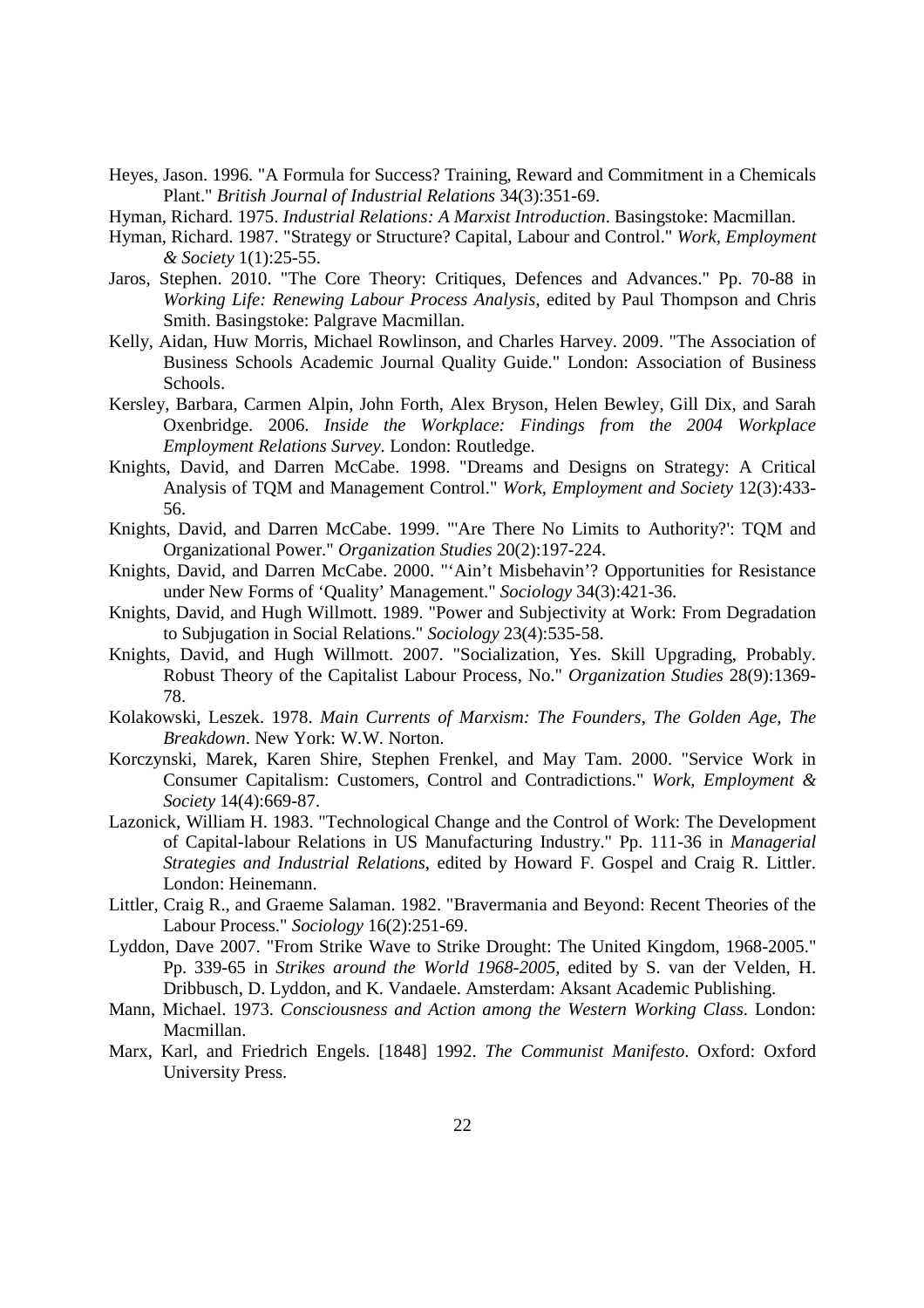Heyes, Jason. 1996. "A Formula for Success? Training, Reward and Commitment in a Chemicals Plant." *British Journal of Industrial Relations* 34(3):351-69.

Hyman, Richard. 1975. *Industrial Relations: A Marxist Introduction*. Basingstoke: Macmillan.

Hyman, Richard. 1987. "Strategy or Structure? Capital, Labour and Control." *Work, Employment & Society* 1(1):25-55.

Jaros, Stephen. 2010. "The Core Theory: Critiques, Defences and Advances." Pp. 70-88 in *Working Life: Renewing Labour Process Analysis*, edited by Paul Thompson and Chris Smith. Basingstoke: Palgrave Macmillan.

Kelly, Aidan, Huw Morris, Michael Rowlinson, and Charles Harvey. 2009. "The Association of Business Schools Academic Journal Quality Guide." London: Association of Business Schools.

Kersley, Barbara, Carmen Alpin, John Forth, Alex Bryson, Helen Bewley, Gill Dix, and Sarah Oxenbridge. 2006. *Inside the Workplace: Findings from the 2004 Workplace Employment Relations Survey*. London: Routledge.

Knights, David, and Darren McCabe. 1998. "Dreams and Designs on Strategy: A Critical Analysis of TQM and Management Control." *Work, Employment and Society* 12(3):433-56.

Knights, David, and Darren McCabe. 1999. "'Are There No Limits to Authority?': TQM and Organizational Power." *Organization Studies* 20(2):197-224.

Knights, David, and Darren McCabe. 2000. "'Ain't Misbehavin'? Opportunities for Resistance under New Forms of 'Quality' Management." *Sociology* 34(3):421-36.

Knights, David, and Hugh Willmott. 1989. "Power and Subjectivity at Work: From Degradation to Subjugation in Social Relations." *Sociology* 23(4):535-58.

Knights, David, and Hugh Willmott. 2007. "Socialization, Yes. Skill Upgrading, Probably. Robust Theory of the Capitalist Labour Process, No." *Organization Studies* 28(9):1369-78.

Kolakowski, Leszek. 1978. *Main Currents of Marxism: The Founders, The Golden Age, The Breakdown*. New York: W.W. Norton.

Korczynski, Marek, Karen Shire, Stephen Frenkel, and May Tam. 2000. "Service Work in Consumer Capitalism: Customers, Control and Contradictions." *Work, Employment & Society* 14(4):669-87.

Lazonick, William H. 1983. "Technological Change and the Control of Work: The Development of Capital-labour Relations in US Manufacturing Industry." Pp. 111-36 in *Managerial Strategies and Industrial Relations*, edited by Howard F. Gospel and Craig R. Littler. London: Heinemann.

Littler, Craig R., and Graeme Salaman. 1982. "Bravermania and Beyond: Recent Theories of the Labour Process." *Sociology* 16(2):251-69.

Lyddon, Dave 2007. "From Strike Wave to Strike Drought: The United Kingdom, 1968-2005." Pp. 339-65 in *Strikes around the World 1968-2005*, edited by S. van der Velden, H. Dribbusch, D. Lyddon, and K. Vandaele. Amsterdam: Aksant Academic Publishing.

Mann, Michael. 1973. *Consciousness and Action among the Western Working Class*. London: Macmillan.

Marx, Karl, and Friedrich Engels. [1848] 1992. *The Communist Manifesto*. Oxford: Oxford University Press.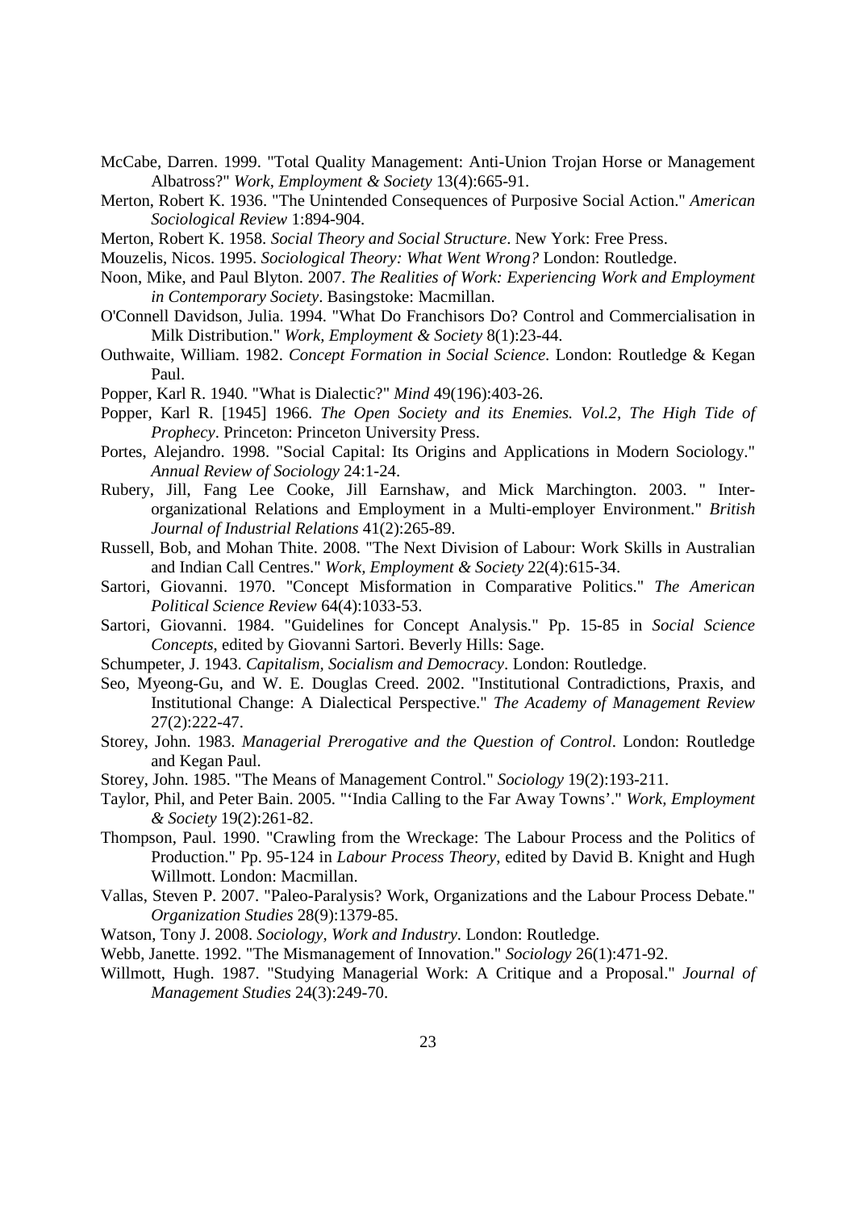McCabe, Darren. 1999. "Total Quality Management: Anti-Union Trojan Horse or Management Albatross?" *Work, Employment & Society* 13(4):665-91.

Merton, Robert K. 1936. "The Unintended Consequences of Purposive Social Action." *American Sociological Review* 1:894-904.

Merton, Robert K. 1958. *Social Theory and Social Structure*. New York: Free Press.

Mouzelis, Nicos. 1995. *Sociological Theory: What Went Wrong?* London: Routledge.

Noon, Mike, and Paul Blyton. 2007. *The Realities of Work: Experiencing Work and Employment in Contemporary Society*. Basingstoke: Macmillan.

O'Connell Davidson, Julia. 1994. "What Do Franchisors Do? Control and Commercialisation in Milk Distribution." *Work, Employment & Society* 8(1):23-44.

Outhwaite, William. 1982. *Concept Formation in Social Science*. London: Routledge & Kegan Paul.

Popper, Karl R. 1940. "What is Dialectic?" *Mind* 49(196):403-26.

Popper, Karl R. [1945] 1966. *The Open Society and its Enemies. Vol.2, The High Tide of Prophecy*. Princeton: Princeton University Press.

Portes, Alejandro. 1998. "Social Capital: Its Origins and Applications in Modern Sociology." *Annual Review of Sociology* 24:1-24.

Rubery, Jill, Fang Lee Cooke, Jill Earnshaw, and Mick Marchington. 2003. " Inter-organizational Relations and Employment in a Multi-employer Environment." *British Journal of Industrial Relations* 41(2):265-89.

Russell, Bob, and Mohan Thite. 2008. "The Next Division of Labour: Work Skills in Australian and Indian Call Centres." *Work, Employment & Society* 22(4):615-34.

Sartori, Giovanni. 1970. "Concept Misformation in Comparative Politics." *The American Political Science Review* 64(4):1033-53.

Sartori, Giovanni. 1984. "Guidelines for Concept Analysis." Pp. 15-85 in *Social Science Concepts*, edited by Giovanni Sartori. Beverly Hills: Sage.

Schumpeter, J. 1943. *Capitalism, Socialism and Democracy*. London: Routledge.

Seo, Myeong-Gu, and W. E. Douglas Creed. 2002. "Institutional Contradictions, Praxis, and Institutional Change: A Dialectical Perspective." *The Academy of Management Review* 27(2):222-47.

Storey, John. 1983. *Managerial Prerogative and the Question of Control*. London: Routledge and Kegan Paul.

Storey, John. 1985. "The Means of Management Control." *Sociology* 19(2):193-211.

Taylor, Phil, and Peter Bain. 2005. "'India Calling to the Far Away Towns'." *Work, Employment & Society* 19(2):261-82.

Thompson, Paul. 1990. "Crawling from the Wreckage: The Labour Process and the Politics of Production." Pp. 95-124 in *Labour Process Theory*, edited by David B. Knight and Hugh Willmott. London: Macmillan.

Vallas, Steven P. 2007. "Paleo-Paralysis? Work, Organizations and the Labour Process Debate." *Organization Studies* 28(9):1379-85.

Watson, Tony J. 2008. *Sociology, Work and Industry*. London: Routledge.

Webb, Janette. 1992. "The Mismanagement of Innovation." *Sociology* 26(1):471-92.

Willmott, Hugh. 1987. "Studying Managerial Work: A Critique and a Proposal." *Journal of Management Studies* 24(3):249-70.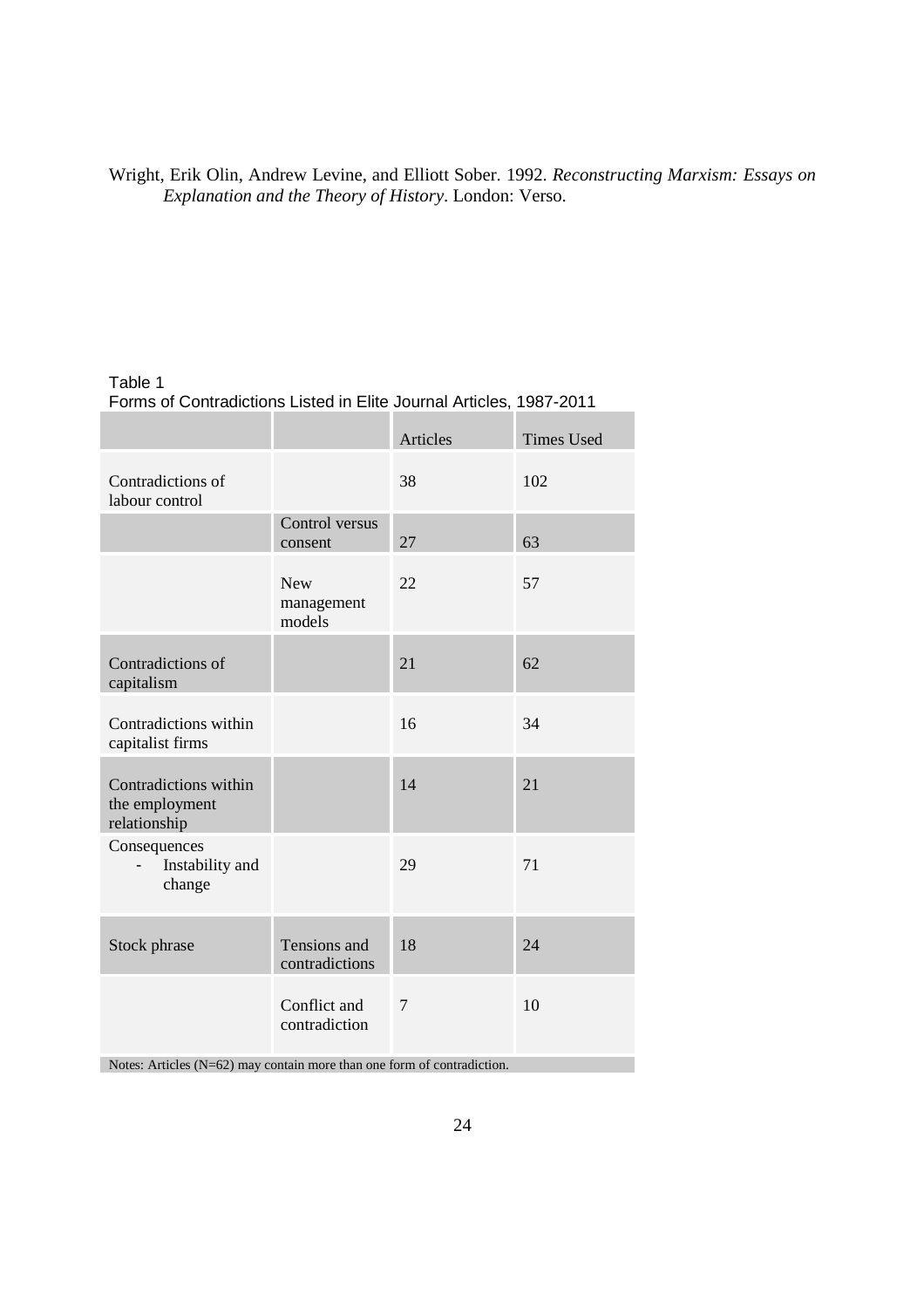Wright, Erik Olin, Andrew Levine, and Elliott Sober. 1992. *Reconstructing Marxism: Essays on Explanation and the Theory of History*. London: Verso.

Table 1
Forms of Contradictions Listed in Elite Journal Articles, 1987-2011

| | | Articles | Times Used |
|---|---|---|---|
| Contradictions of labour control | | 38 | 102 |
| | Control versus consent | 27 | 63 |
| | New management models | 22 | 57 |
| Contradictions of capitalism | | 21 | 62 |
| Contradictions within capitalist firms | | 16 | 34 |
| Contradictions within the employment relationship | | 14 | 21 |
| Consequences - Instability and change | | 29 | 71 |
| Stock phrase | Tensions and contradictions | 18 | 24 |
| | Conflict and contradiction | 7 | 10 |

Notes: Articles (N=62) may contain more than one form of contradiction.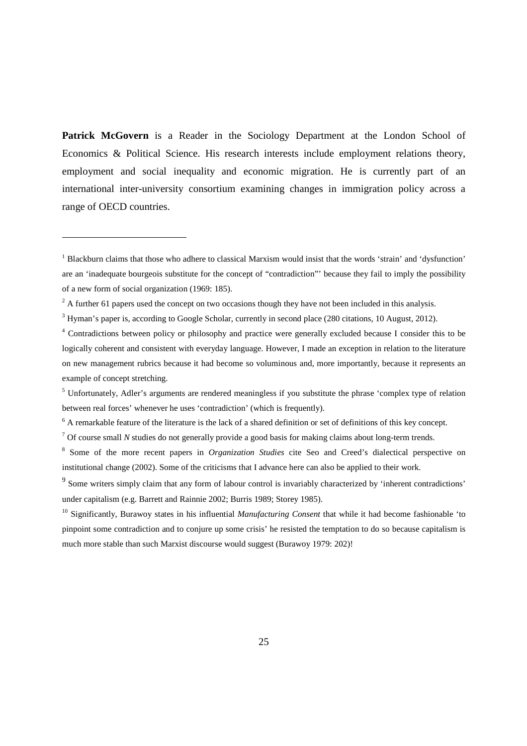**Patrick McGovern** is a Reader in the Sociology Department at the London School of Economics & Political Science. His research interests include employment relations theory, employment and social inequality and economic migration. He is currently part of an international inter-university consortium examining changes in immigration policy across a range of OECD countries.

---

[1] Blackburn claims that those who adhere to classical Marxism would insist that the words 'strain' and 'dysfunction' are an 'inadequate bourgeois substitute for the concept of "contradiction"' because they fail to imply the possibility of a new form of social organization (1969: 185).

[2] A further 61 papers used the concept on two occasions though they have not been included in this analysis.

[3] Hyman's paper is, according to Google Scholar, currently in second place (280 citations, 10 August, 2012).

[4] Contradictions between policy or philosophy and practice were generally excluded because I consider this to be logically coherent and consistent with everyday language. However, I made an exception in relation to the literature on new management rubrics because it had become so voluminous and, more importantly, because it represents an example of concept stretching.

[5] Unfortunately, Adler's arguments are rendered meaningless if you substitute the phrase 'complex type of relation between real forces' whenever he uses 'contradiction' (which is frequently).

[6] A remarkable feature of the literature is the lack of a shared definition or set of definitions of this key concept.

[7] Of course small *N* studies do not generally provide a good basis for making claims about long-term trends.

[8] Some of the more recent papers in *Organization Studies* cite Seo and Creed's dialectical perspective on institutional change (2002). Some of the criticisms that I advance here can also be applied to their work.

[9] Some writers simply claim that any form of labour control is invariably characterized by 'inherent contradictions' under capitalism (e.g. Barrett and Rainnie 2002; Burris 1989; Storey 1985).

[10] Significantly, Burawoy states in his influential *Manufacturing Consent* that while it had become fashionable 'to pinpoint some contradiction and to conjure up some crisis' he resisted the temptation to do so because capitalism is much more stable than such Marxist discourse would suggest (Burawoy 1979: 202)!